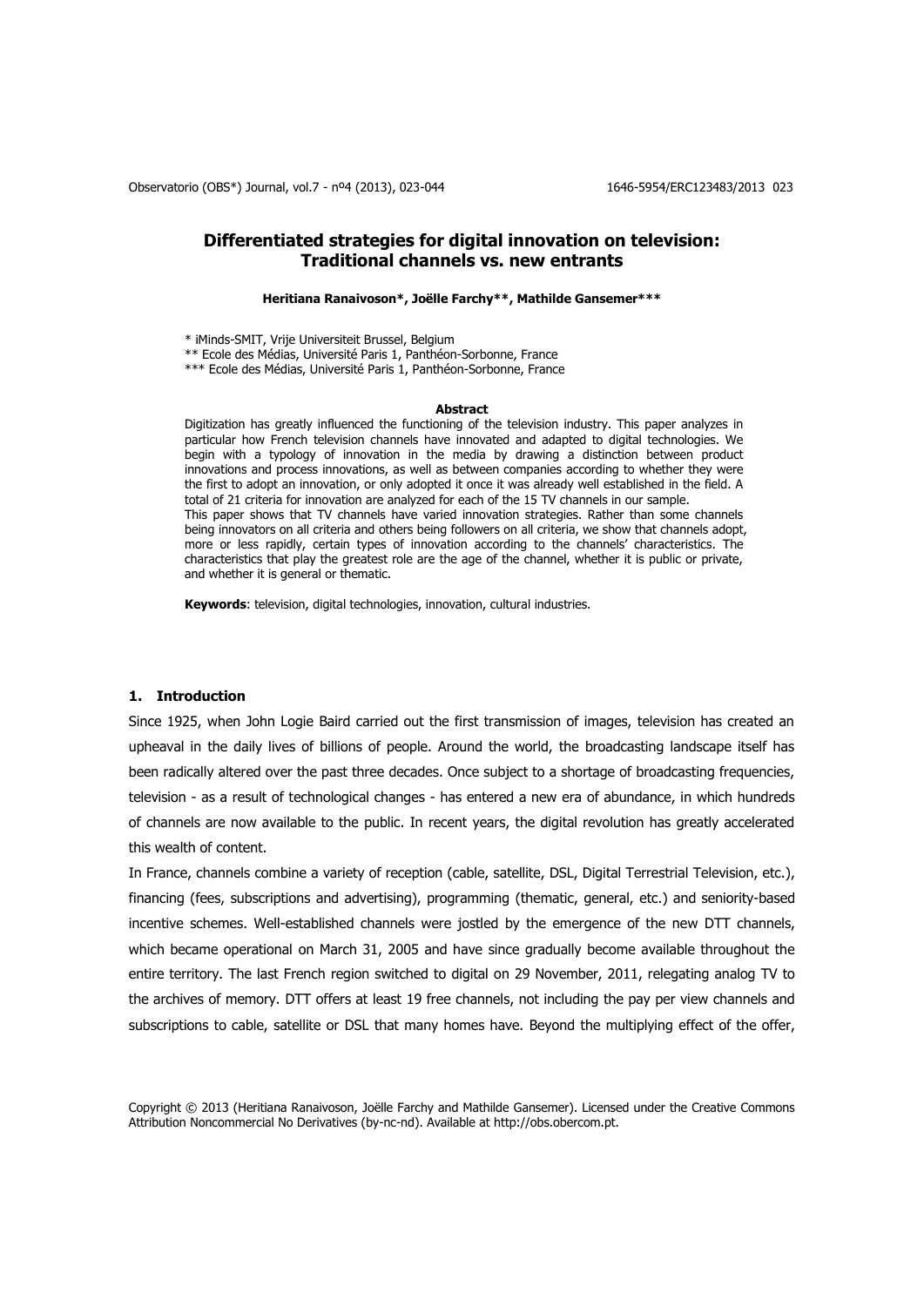# Differentiated strategies for digital innovation on television: Traditional channels vs. new entrants

**Heritiana Ranaivoson\*, Joëlle Farchy\*\*, Mathilde Gansemer\*\*\***

\* iMinds-SMIT, Vrije Universiteit Brussel, Belgium
\*\* Ecole des Médias, Université Paris 1, Panthéon-Sorbonne, France
\*\*\* Ecole des Médias, Université Paris 1, Panthéon-Sorbonne, France

**Abstract**

Digitization has greatly influenced the functioning of the television industry. This paper analyzes in particular how French television channels have innovated and adapted to digital technologies. We begin with a typology of innovation in the media by drawing a distinction between product innovations and process innovations, as well as between companies according to whether they were the first to adopt an innovation, or only adopted it once it was already well established in the field. A total of 21 criteria for innovation are analyzed for each of the 15 TV channels in our sample.

This paper shows that TV channels have varied innovation strategies. Rather than some channels being innovators on all criteria and others being followers on all criteria, we show that channels adopt, more or less rapidly, certain types of innovation according to the channels' characteristics. The characteristics that play the greatest role are the age of the channel, whether it is public or private, and whether it is general or thematic.

**Keywords**: television, digital technologies, innovation, cultural industries.

## 1. Introduction

Since 1925, when John Logie Baird carried out the first transmission of images, television has created an upheaval in the daily lives of billions of people. Around the world, the broadcasting landscape itself has been radically altered over the past three decades. Once subject to a shortage of broadcasting frequencies, television - as a result of technological changes - has entered a new era of abundance, in which hundreds of channels are now available to the public. In recent years, the digital revolution has greatly accelerated this wealth of content.

In France, channels combine a variety of reception (cable, satellite, DSL, Digital Terrestrial Television, etc.), financing (fees, subscriptions and advertising), programming (thematic, general, etc.) and seniority-based incentive schemes. Well-established channels were jostled by the emergence of the new DTT channels, which became operational on March 31, 2005 and have since gradually become available throughout the entire territory. The last French region switched to digital on 29 November, 2011, relegating analog TV to the archives of memory. DTT offers at least 19 free channels, not including the pay per view channels and subscriptions to cable, satellite or DSL that many homes have. Beyond the multiplying effect of the offer,

Copyright © 2013 (Heritiana Ranaivoson, Joëlle Farchy and Mathilde Gansemer). Licensed under the Creative Commons Attribution Noncommercial No Derivatives (by-nc-nd). Available at http://obs.obercom.pt.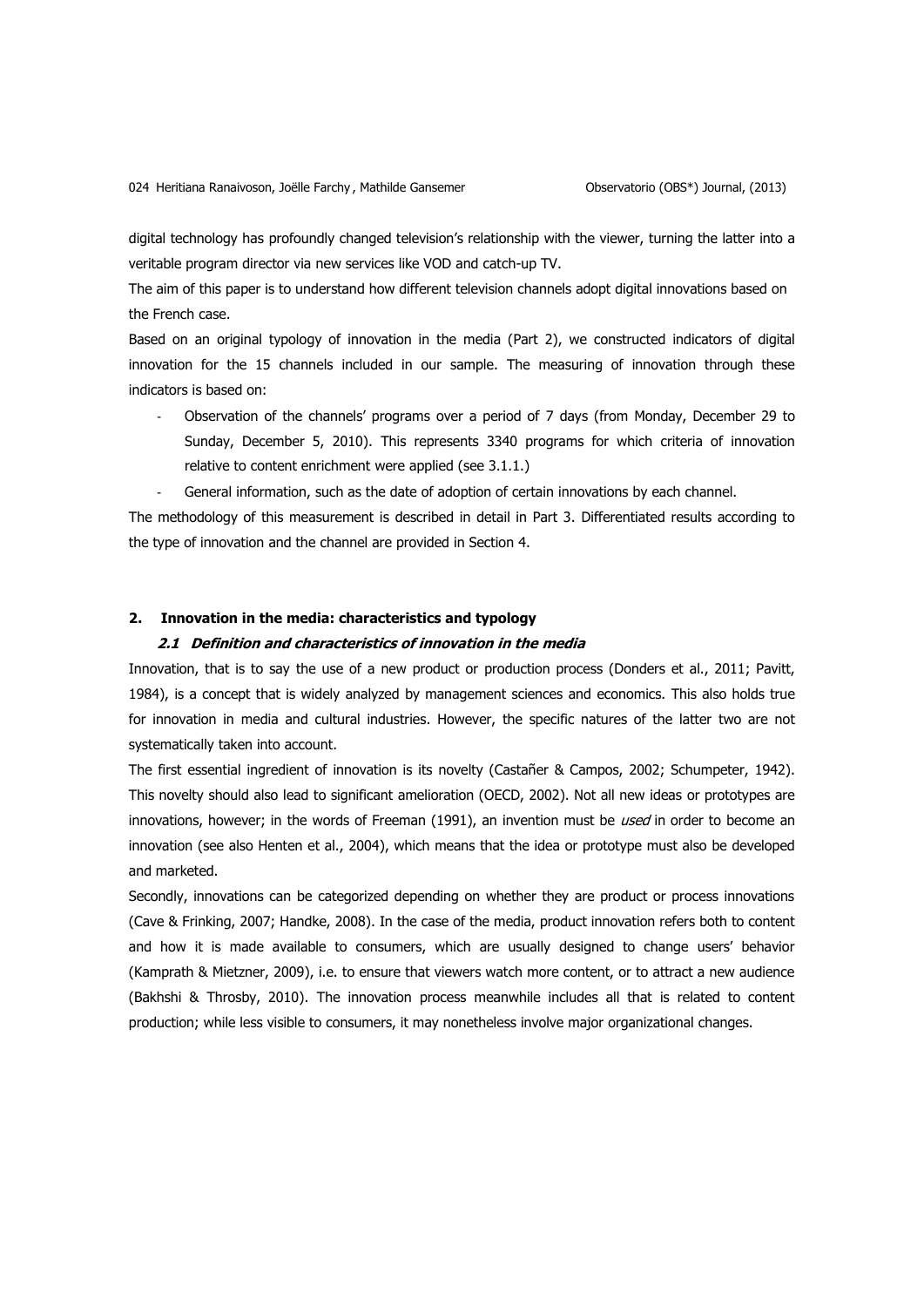digital technology has profoundly changed television's relationship with the viewer, turning the latter into a veritable program director via new services like VOD and catch-up TV.

The aim of this paper is to understand how different television channels adopt digital innovations based on the French case.

Based on an original typology of innovation in the media (Part 2), we constructed indicators of digital innovation for the 15 channels included in our sample. The measuring of innovation through these indicators is based on:

- Observation of the channels' programs over a period of 7 days (from Monday, December 29 to Sunday, December 5, 2010). This represents 3340 programs for which criteria of innovation relative to content enrichment were applied (see 3.1.1.)
- General information, such as the date of adoption of certain innovations by each channel.

The methodology of this measurement is described in detail in Part 3. Differentiated results according to the type of innovation and the channel are provided in Section 4.

## 2. Innovation in the media: characteristics and typology

### *2.1 Definition and characteristics of innovation in the media*

Innovation, that is to say the use of a new product or production process (Donders et al., 2011; Pavitt, 1984), is a concept that is widely analyzed by management sciences and economics. This also holds true for innovation in media and cultural industries. However, the specific natures of the latter two are not systematically taken into account.

The first essential ingredient of innovation is its novelty (Castañer & Campos, 2002; Schumpeter, 1942). This novelty should also lead to significant amelioration (OECD, 2002). Not all new ideas or prototypes are innovations, however; in the words of Freeman (1991), an invention must be *used* in order to become an innovation (see also Henten et al., 2004), which means that the idea or prototype must also be developed and marketed.

Secondly, innovations can be categorized depending on whether they are product or process innovations (Cave & Frinking, 2007; Handke, 2008). In the case of the media, product innovation refers both to content and how it is made available to consumers, which are usually designed to change users' behavior (Kamprath & Mietzner, 2009), i.e. to ensure that viewers watch more content, or to attract a new audience (Bakhshi & Throsby, 2010). The innovation process meanwhile includes all that is related to content production; while less visible to consumers, it may nonetheless involve major organizational changes.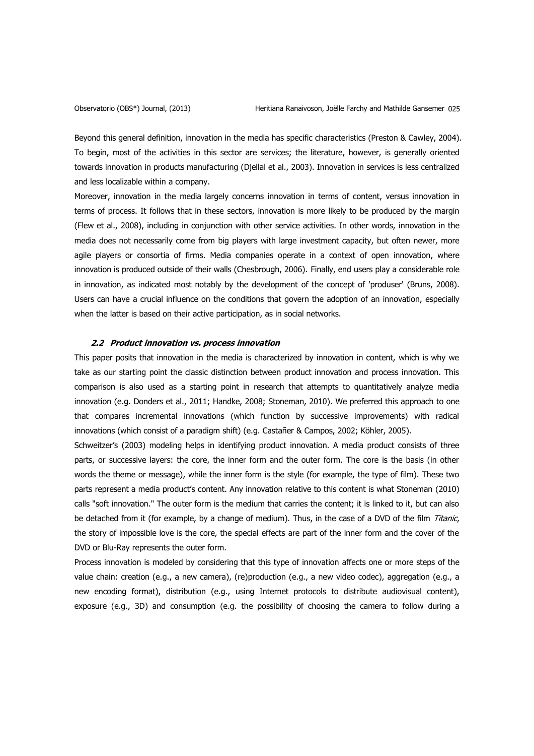Beyond this general definition, innovation in the media has specific characteristics (Preston & Cawley, 2004). To begin, most of the activities in this sector are services; the literature, however, is generally oriented towards innovation in products manufacturing (Djellal et al., 2003). Innovation in services is less centralized and less localizable within a company.

Moreover, innovation in the media largely concerns innovation in terms of content, versus innovation in terms of process. It follows that in these sectors, innovation is more likely to be produced by the margin (Flew et al., 2008), including in conjunction with other service activities. In other words, innovation in the media does not necessarily come from big players with large investment capacity, but often newer, more agile players or consortia of firms. Media companies operate in a context of open innovation, where innovation is produced outside of their walls (Chesbrough, 2006). Finally, end users play a considerable role in innovation, as indicated most notably by the development of the concept of 'produser' (Bruns, 2008). Users can have a crucial influence on the conditions that govern the adoption of an innovation, especially when the latter is based on their active participation, as in social networks.

### 2.2 Product innovation vs. process innovation

This paper posits that innovation in the media is characterized by innovation in content, which is why we take as our starting point the classic distinction between product innovation and process innovation. This comparison is also used as a starting point in research that attempts to quantitatively analyze media innovation (e.g. Donders et al., 2011; Handke, 2008; Stoneman, 2010). We preferred this approach to one that compares incremental innovations (which function by successive improvements) with radical innovations (which consist of a paradigm shift) (e.g. Castañer & Campos, 2002; Köhler, 2005).

Schweitzer's (2003) modeling helps in identifying product innovation. A media product consists of three parts, or successive layers: the core, the inner form and the outer form. The core is the basis (in other words the theme or message), while the inner form is the style (for example, the type of film). These two parts represent a media product's content. Any innovation relative to this content is what Stoneman (2010) calls "soft innovation." The outer form is the medium that carries the content; it is linked to it, but can also be detached from it (for example, by a change of medium). Thus, in the case of a DVD of the film *Titanic*, the story of impossible love is the core, the special effects are part of the inner form and the cover of the DVD or Blu-Ray represents the outer form.

Process innovation is modeled by considering that this type of innovation affects one or more steps of the value chain: creation (e.g., a new camera), (re)production (e.g., a new video codec), aggregation (e.g., a new encoding format), distribution (e.g., using Internet protocols to distribute audiovisual content), exposure (e.g., 3D) and consumption (e.g. the possibility of choosing the camera to follow during a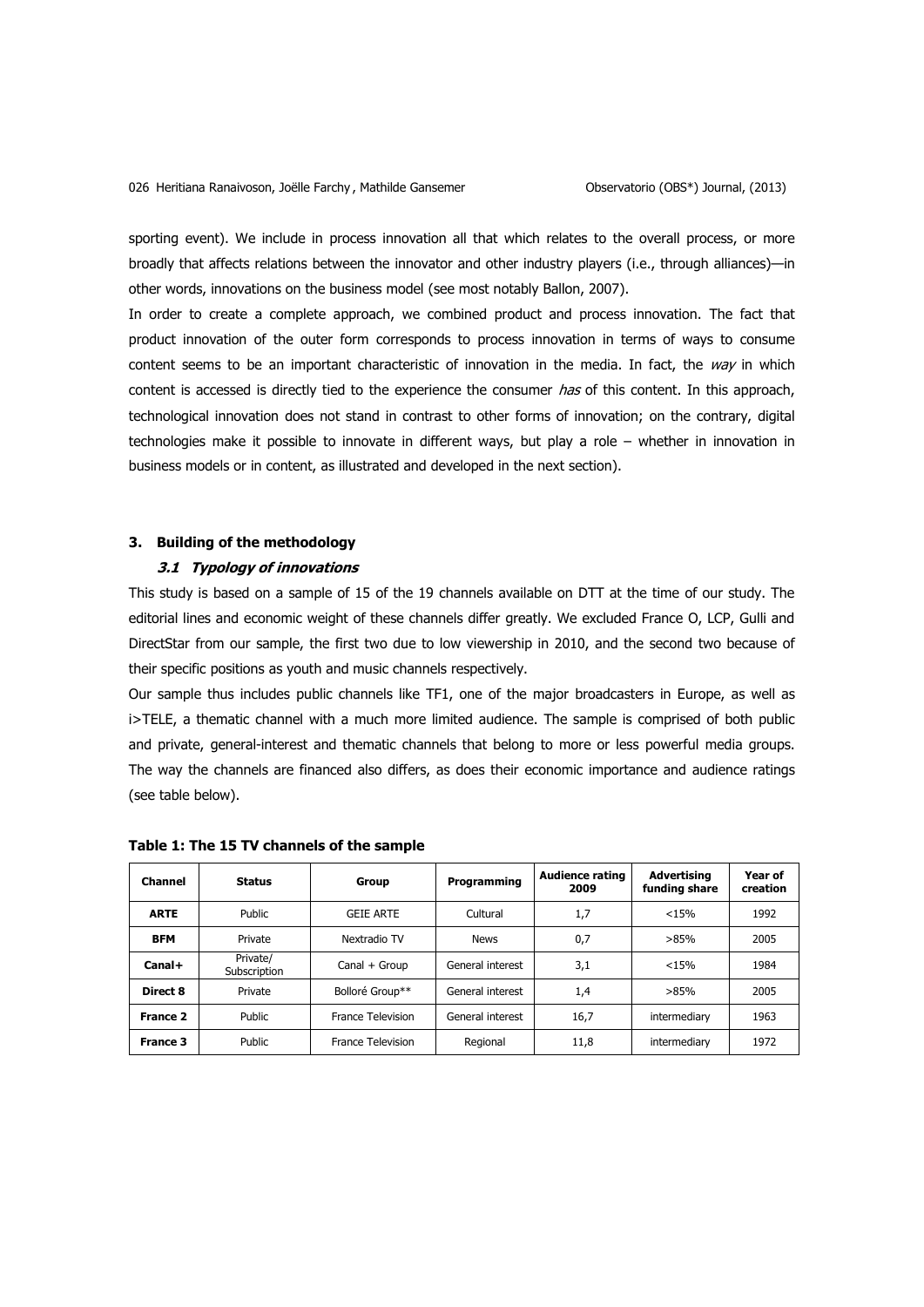sporting event). We include in process innovation all that which relates to the overall process, or more broadly that affects relations between the innovator and other industry players (i.e., through alliances)—in other words, innovations on the business model (see most notably Ballon, 2007).

In order to create a complete approach, we combined product and process innovation. The fact that product innovation of the outer form corresponds to process innovation in terms of ways to consume content seems to be an important characteristic of innovation in the media. In fact, the *way* in which content is accessed is directly tied to the experience the consumer *has* of this content. In this approach, technological innovation does not stand in contrast to other forms of innovation; on the contrary, digital technologies make it possible to innovate in different ways, but play a role – whether in innovation in business models or in content, as illustrated and developed in the next section).

## 3. Building of the methodology

### *3.1 Typology of innovations*

This study is based on a sample of 15 of the 19 channels available on DTT at the time of our study. The editorial lines and economic weight of these channels differ greatly. We excluded France O, LCP, Gulli and DirectStar from our sample, the first two due to low viewership in 2010, and the second two because of their specific positions as youth and music channels respectively.

Our sample thus includes public channels like TF1, one of the major broadcasters in Europe, as well as i>TELE, a thematic channel with a much more limited audience. The sample is comprised of both public and private, general-interest and thematic channels that belong to more or less powerful media groups. The way the channels are financed also differs, as does their economic importance and audience ratings (see table below).

**Table 1: The 15 TV channels of the sample**

| Channel | Status | Group | Programming | Audience rating 2009 | Advertising funding share | Year of creation |
|---|---|---|---|---|---|---|
| **ARTE** | Public | GEIE ARTE | Cultural | 1,7 | <15% | 1992 |
| **BFM** | Private | Nextradio TV | News | 0,7 | >85% | 2005 |
| **Canal+** | Private/ Subscription | Canal + Group | General interest | 3,1 | <15% | 1984 |
| **Direct 8** | Private | Bolloré Group** | General interest | 1,4 | >85% | 2005 |
| **France 2** | Public | France Television | General interest | 16,7 | intermediary | 1963 |
| **France 3** | Public | France Television | Regional | 11,8 | intermediary | 1972 |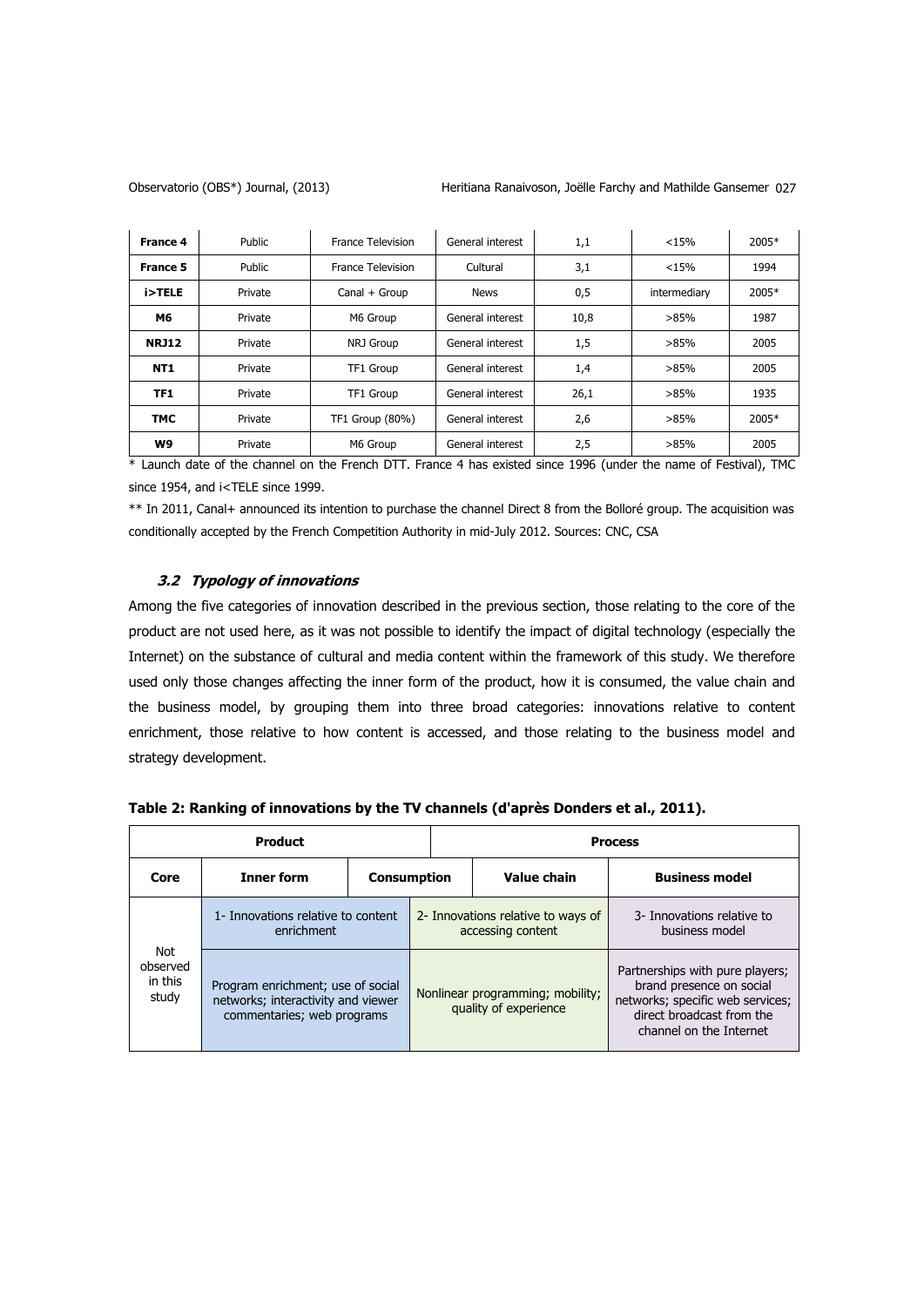| France 4 | Public | France Television | General interest | 1,1 | <15% | 2005* |
|---|---|---|---|---|---|---|
| France 5 | Public | France Television | Cultural | 3,1 | <15% | 1994 |
| i>TELE | Private | Canal + Group | News | 0,5 | intermediary | 2005* |
| M6 | Private | M6 Group | General interest | 10,8 | >85% | 1987 |
| NRJ12 | Private | NRJ Group | General interest | 1,5 | >85% | 2005 |
| NT1 | Private | TF1 Group | General interest | 1,4 | >85% | 2005 |
| TF1 | Private | TF1 Group | General interest | 26,1 | >85% | 1935 |
| TMC | Private | TF1 Group (80%) | General interest | 2,6 | >85% | 2005* |
| W9 | Private | M6 Group | General interest | 2,5 | >85% | 2005 |

* Launch date of the channel on the French DTT. France 4 has existed since 1996 (under the name of Festival), TMC since 1954, and i<TELE since 1999.

** In 2011, Canal+ announced its intention to purchase the channel Direct 8 from the Bolloré group. The acquisition was conditionally accepted by the French Competition Authority in mid-July 2012. Sources: CNC, CSA

### *3.2 Typology of innovations*

Among the five categories of innovation described in the previous section, those relating to the core of the product are not used here, as it was not possible to identify the impact of digital technology (especially the Internet) on the substance of cultural and media content within the framework of this study. We therefore used only those changes affecting the inner form of the product, how it is consumed, the value chain and the business model, by grouping them into three broad categories: innovations relative to content enrichment, those relative to how content is accessed, and those relating to the business model and strategy development.

**Table 2: Ranking of innovations by the TV channels (d'après Donders et al., 2011).**

| Product | | | Process | |
|---|---|---|---|---|
| Core | Inner form | Consumption | Value chain | Business model |
| Not observed in this study | 1- Innovations relative to content enrichment | 2- Innovations relative to ways of accessing content | | 3- Innovations relative to business model |
| | Program enrichment; use of social networks; interactivity and viewer commentaries; web programs | Nonlinear programming; mobility; quality of experience | | Partnerships with pure players; brand presence on social networks; specific web services; direct broadcast from the channel on the Internet |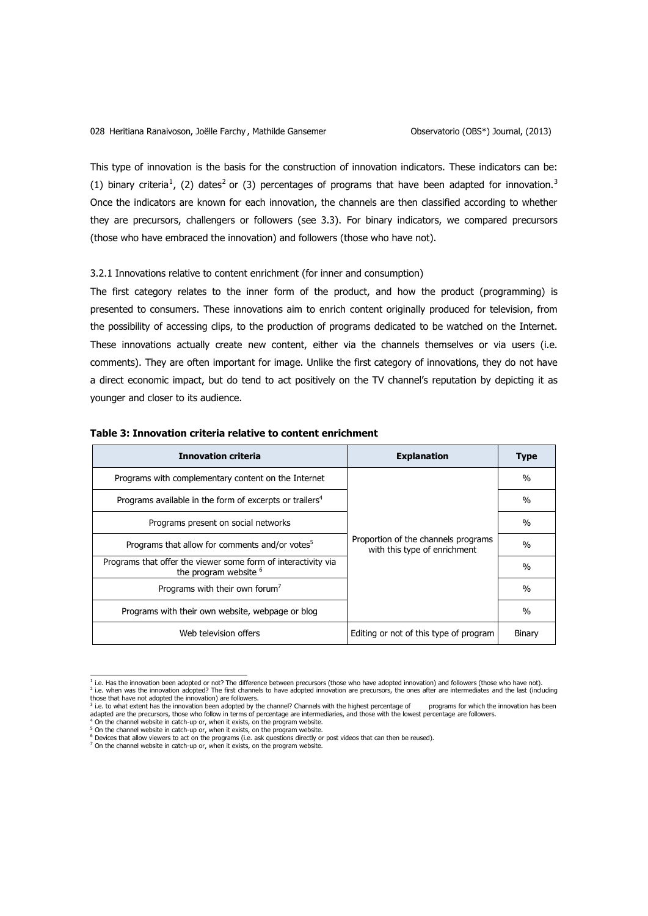This type of innovation is the basis for the construction of innovation indicators. These indicators can be: (1) binary criteria[1], (2) dates[2] or (3) percentages of programs that have been adapted for innovation.[3] Once the indicators are known for each innovation, the channels are then classified according to whether they are precursors, challengers or followers (see 3.3). For binary indicators, we compared precursors (those who have embraced the innovation) and followers (those who have not).

3.2.1 Innovations relative to content enrichment (for inner and consumption)

The first category relates to the inner form of the product, and how the product (programming) is presented to consumers. These innovations aim to enrich content originally produced for television, from the possibility of accessing clips, to the production of programs dedicated to be watched on the Internet. These innovations actually create new content, either via the channels themselves or via users (i.e. comments). They are often important for image. Unlike the first category of innovations, they do not have a direct economic impact, but do tend to act positively on the TV channel's reputation by depicting it as younger and closer to its audience.

**Table 3: Innovation criteria relative to content enrichment**

| Innovation criteria | Explanation | Type |
|---|---|---|
| Programs with complementary content on the Internet | Proportion of the channels programs with this type of enrichment | % |
| Programs available in the form of excerpts or trailers[4] | | % |
| Programs present on social networks | | % |
| Programs that allow for comments and/or votes[5] | | % |
| Programs that offer the viewer some form of interactivity via the program website[6] | | % |
| Programs with their own forum[7] | | % |
| Programs with their own website, webpage or blog | | % |
| Web television offers | Editing or not of this type of program | Binary |

[1] i.e. Has the innovation been adopted or not? The difference between precursors (those who have adopted innovation) and followers (those who have not).

[2] i.e. when was the innovation adopted? The first channels to have adopted innovation are precursors, the ones after are intermediates and the last (including those that have not adopted the innovation) are followers.

[3] i.e. to what extent has the innovation been adopted by the channel? Channels with the highest percentage of programs for which the innovation has been adapted are the precursors, those who follow in terms of percentage are intermediaries, and those with the lowest percentage are followers.

[4] On the channel website in catch-up or, when it exists, on the program website.

[5] On the channel website in catch-up or, when it exists, on the program website.

[6] Devices that allow viewers to act on the programs (i.e. ask questions directly or post videos that can then be reused).

[7] On the channel website in catch-up or, when it exists, on the program website.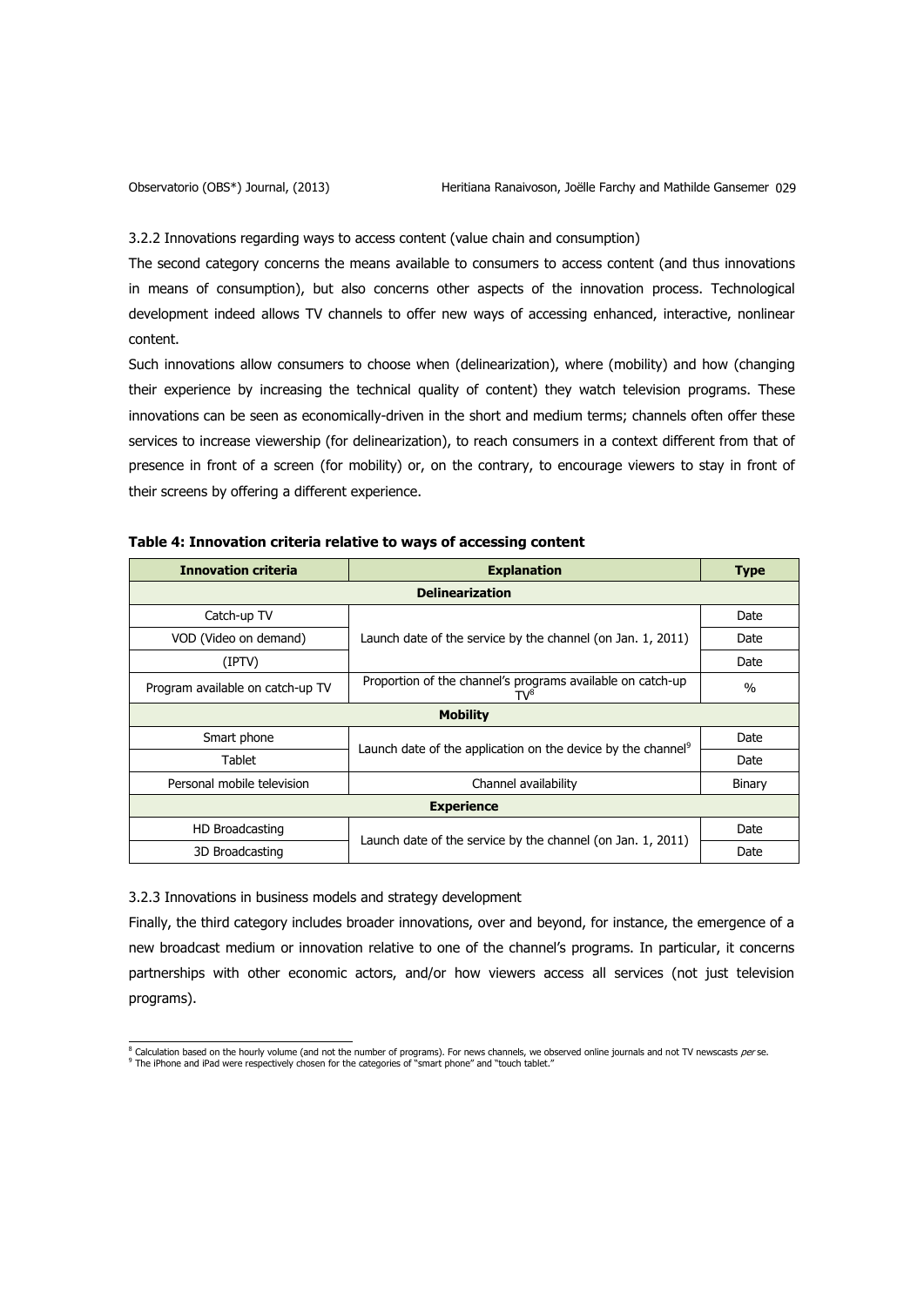### 3.2.2 Innovations regarding ways to access content (value chain and consumption)

The second category concerns the means available to consumers to access content (and thus innovations in means of consumption), but also concerns other aspects of the innovation process. Technological development indeed allows TV channels to offer new ways of accessing enhanced, interactive, nonlinear content.

Such innovations allow consumers to choose when (delinearization), where (mobility) and how (changing their experience by increasing the technical quality of content) they watch television programs. These innovations can be seen as economically-driven in the short and medium terms; channels often offer these services to increase viewership (for delinearization), to reach consumers in a context different from that of presence in front of a screen (for mobility) or, on the contrary, to encourage viewers to stay in front of their screens by offering a different experience.

**Table 4: Innovation criteria relative to ways of accessing content**

| Innovation criteria | Explanation | Type |
|---|---|---|
| **Delinearization** | | |
| Catch-up TV | Launch date of the service by the channel (on Jan. 1, 2011) | Date |
| VOD (Video on demand) | | Date |
| (IPTV) | | Date |
| Program available on catch-up TV | Proportion of the channel's programs available on catch-up TV[8] | % |
| **Mobility** | | |
| Smart phone | Launch date of the application on the device by the channel[9] | Date |
| Tablet | | Date |
| Personal mobile television | Channel availability | Binary |
| **Experience** | | |
| HD Broadcasting | Launch date of the service by the channel (on Jan. 1, 2011) | Date |
| 3D Broadcasting | | Date |

### 3.2.3 Innovations in business models and strategy development

Finally, the third category includes broader innovations, over and beyond, for instance, the emergence of a new broadcast medium or innovation relative to one of the channel's programs. In particular, it concerns partnerships with other economic actors, and/or how viewers access all services (not just television programs).

---

[8] Calculation based on the hourly volume (and not the number of programs). For news channels, we observed online journals and not TV newscasts *per se*.

[9] The iPhone and iPad were respectively chosen for the categories of "smart phone" and "touch tablet."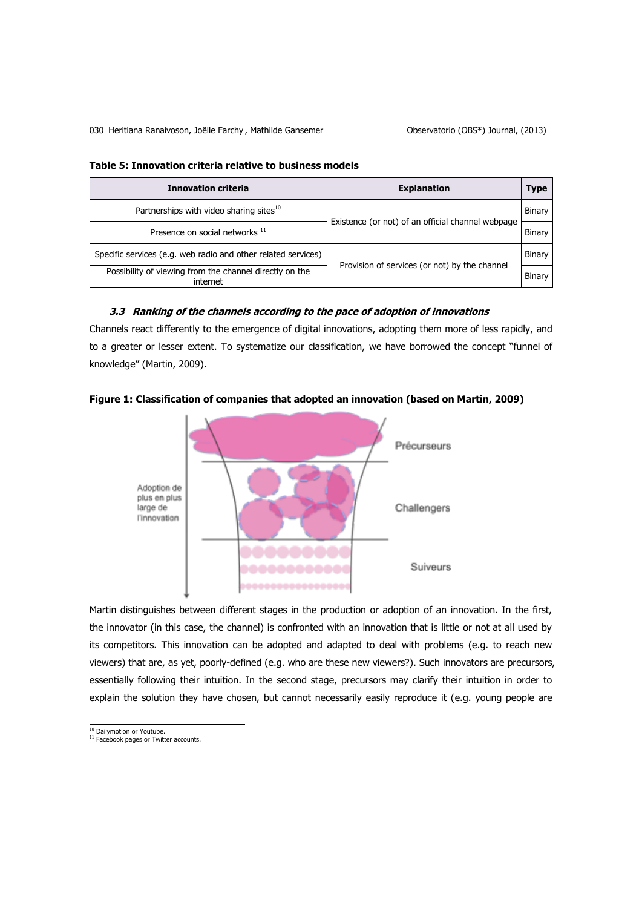**Table 5: Innovation criteria relative to business models**

| Innovation criteria | Explanation | Type |
| --- | --- | --- |
| Partnerships with video sharing sites[10] | Existence (or not) of an official channel webpage | Binary |
| Presence on social networks [11] | | Binary |
| Specific services (e.g. web radio and other related services) | Provision of services (or not) by the channel | Binary |
| Possibility of viewing from the channel directly on the internet | | Binary |

### 3.3 Ranking of the channels according to the pace of adoption of innovations

Channels react differently to the emergence of digital innovations, adopting them more of less rapidly, and to a greater or lesser extent. To systematize our classification, we have borrowed the concept "funnel of knowledge" (Martin, 2009).

**Figure 1: Classification of companies that adopted an innovation (based on Martin, 2009)**

Adoption de plus en plus large de l'innovation

Précurseurs

Challengers

Suiveurs

Martin distinguishes between different stages in the production or adoption of an innovation. In the first, the innovator (in this case, the channel) is confronted with an innovation that is little or not at all used by its competitors. This innovation can be adopted and adapted to deal with problems (e.g. to reach new viewers) that are, as yet, poorly-defined (e.g. who are these new viewers?). Such innovators are precursors, essentially following their intuition. In the second stage, precursors may clarify their intuition in order to explain the solution they have chosen, but cannot necessarily easily reproduce it (e.g. young people are

[10] Dailymotion or Youtube.
[11] Facebook pages or Twitter accounts.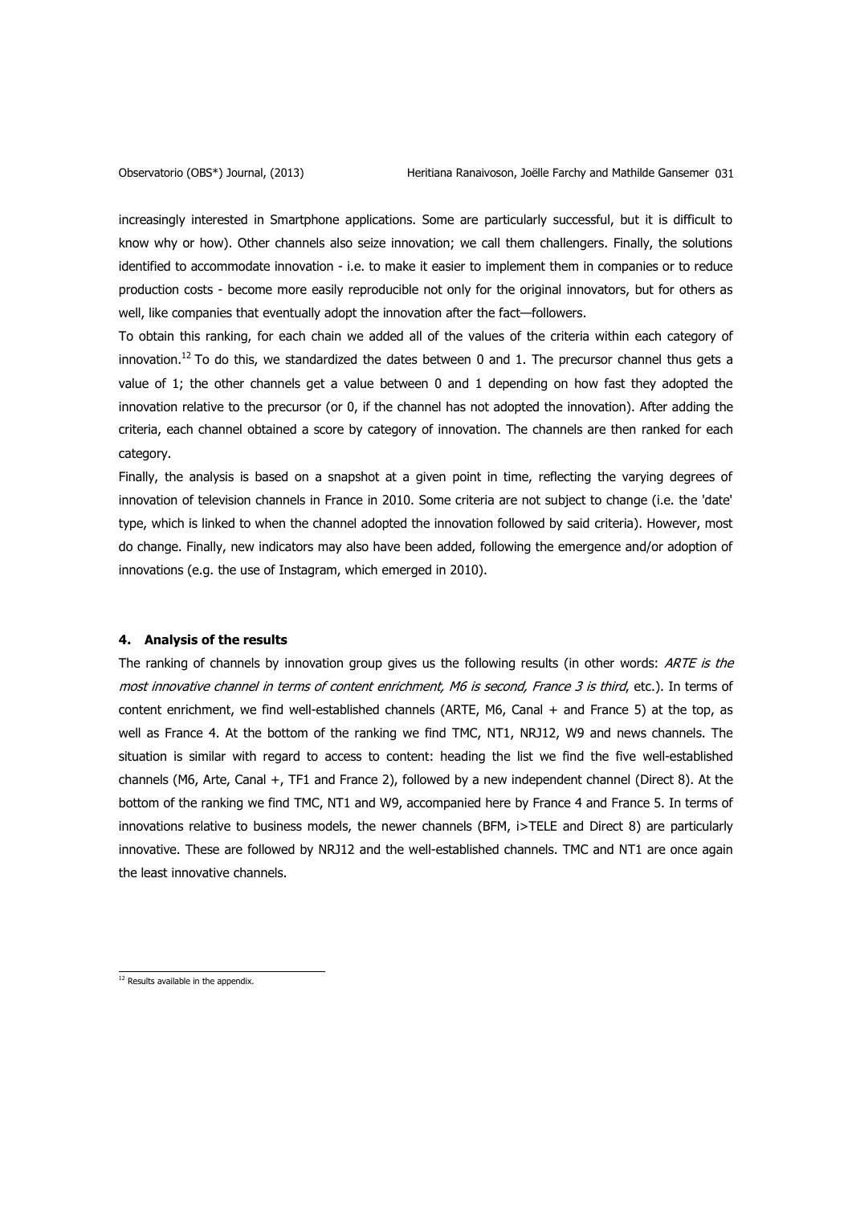increasingly interested in Smartphone applications. Some are particularly successful, but it is difficult to know why or how). Other channels also seize innovation; we call them challengers. Finally, the solutions identified to accommodate innovation - i.e. to make it easier to implement them in companies or to reduce production costs - become more easily reproducible not only for the original innovators, but for others as well, like companies that eventually adopt the innovation after the fact—followers.

To obtain this ranking, for each chain we added all of the values of the criteria within each category of innovation.[12] To do this, we standardized the dates between 0 and 1. The precursor channel thus gets a value of 1; the other channels get a value between 0 and 1 depending on how fast they adopted the innovation relative to the precursor (or 0, if the channel has not adopted the innovation). After adding the criteria, each channel obtained a score by category of innovation. The channels are then ranked for each category.

Finally, the analysis is based on a snapshot at a given point in time, reflecting the varying degrees of innovation of television channels in France in 2010. Some criteria are not subject to change (i.e. the 'date' type, which is linked to when the channel adopted the innovation followed by said criteria). However, most do change. Finally, new indicators may also have been added, following the emergence and/or adoption of innovations (e.g. the use of Instagram, which emerged in 2010).

#### 4. Analysis of the results

The ranking of channels by innovation group gives us the following results (in other words: *ARTE is the most innovative channel in terms of content enrichment, M6 is second, France 3 is third*, etc.). In terms of content enrichment, we find well-established channels (ARTE, M6, Canal + and France 5) at the top, as well as France 4. At the bottom of the ranking we find TMC, NT1, NRJ12, W9 and news channels. The situation is similar with regard to access to content: heading the list we find the five well-established channels (M6, Arte, Canal +, TF1 and France 2), followed by a new independent channel (Direct 8). At the bottom of the ranking we find TMC, NT1 and W9, accompanied here by France 4 and France 5. In terms of innovations relative to business models, the newer channels (BFM, i>TELE and Direct 8) are particularly innovative. These are followed by NRJ12 and the well-established channels. TMC and NT1 are once again the least innovative channels.

[12] Results available in the appendix.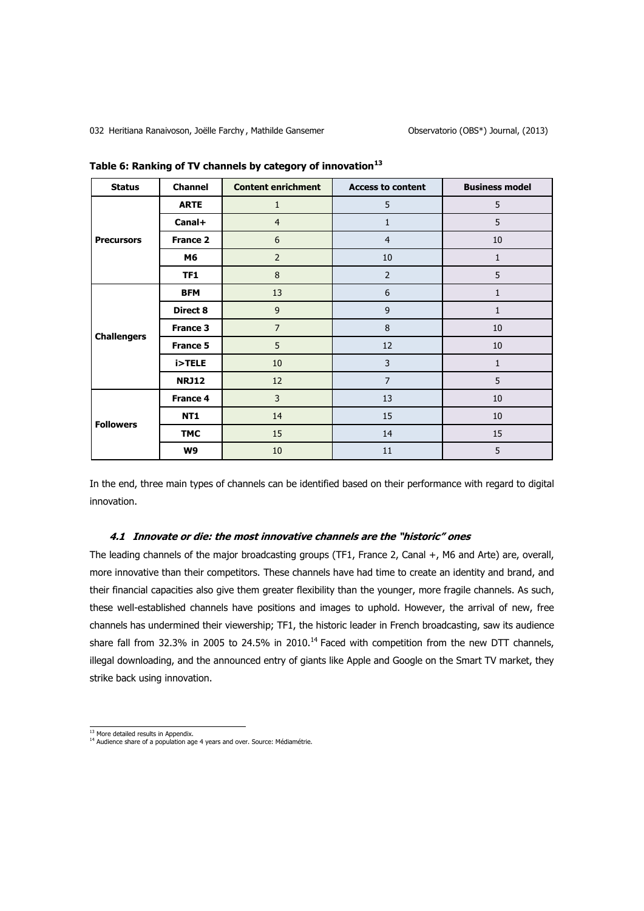**Table 6: Ranking of TV channels by category of innovation[13]**

| Status | Channel | Content enrichment | Access to content | Business model |
|---|---|---|---|---|
| Precursors | **ARTE** | 1 | 5 | 5 |
| | **Canal+** | 4 | 1 | 5 |
| | **France 2** | 6 | 4 | 10 |
| | **M6** | 2 | 10 | 1 |
| | **TF1** | 8 | 2 | 5 |
| Challengers | **BFM** | 13 | 6 | 1 |
| | **Direct 8** | 9 | 9 | 1 |
| | **France 3** | 7 | 8 | 10 |
| | **France 5** | 5 | 12 | 10 |
| | **i>TELE** | 10 | 3 | 1 |
| | **NRJ12** | 12 | 7 | 5 |
| Followers | **France 4** | 3 | 13 | 10 |
| | **NT1** | 14 | 15 | 10 |
| | **TMC** | 15 | 14 | 15 |
| | **W9** | 10 | 11 | 5 |

In the end, three main types of channels can be identified based on their performance with regard to digital innovation.

### *4.1 Innovate or die: the most innovative channels are the "historic" ones*

The leading channels of the major broadcasting groups (TF1, France 2, Canal +, M6 and Arte) are, overall, more innovative than their competitors. These channels have had time to create an identity and brand, and their financial capacities also give them greater flexibility than the younger, more fragile channels. As such, these well-established channels have positions and images to uphold. However, the arrival of new, free channels has undermined their viewership; TF1, the historic leader in French broadcasting, saw its audience share fall from 32.3% in 2005 to 24.5% in 2010.[14] Faced with competition from the new DTT channels, illegal downloading, and the announced entry of giants like Apple and Google on the Smart TV market, they strike back using innovation.

---

[13] More detailed results in Appendix.

[14] Audience share of a population age 4 years and over. Source: Médiamétrie.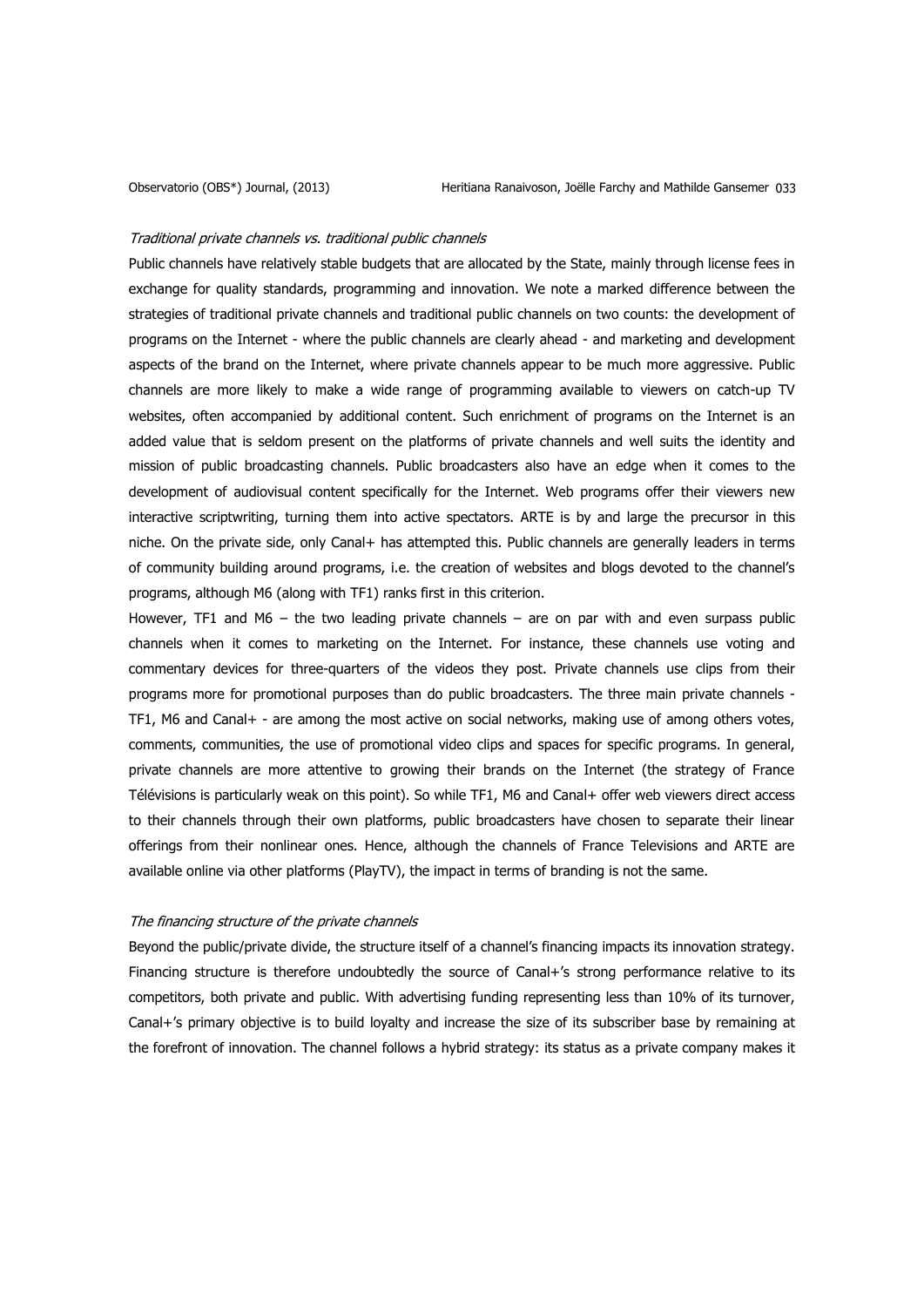*Traditional private channels vs. traditional public channels*

Public channels have relatively stable budgets that are allocated by the State, mainly through license fees in exchange for quality standards, programming and innovation. We note a marked difference between the strategies of traditional private channels and traditional public channels on two counts: the development of programs on the Internet - where the public channels are clearly ahead - and marketing and development aspects of the brand on the Internet, where private channels appear to be much more aggressive. Public channels are more likely to make a wide range of programming available to viewers on catch-up TV websites, often accompanied by additional content. Such enrichment of programs on the Internet is an added value that is seldom present on the platforms of private channels and well suits the identity and mission of public broadcasting channels. Public broadcasters also have an edge when it comes to the development of audiovisual content specifically for the Internet. Web programs offer their viewers new interactive scriptwriting, turning them into active spectators. ARTE is by and large the precursor in this niche. On the private side, only Canal+ has attempted this. Public channels are generally leaders in terms of community building around programs, i.e. the creation of websites and blogs devoted to the channel's programs, although M6 (along with TF1) ranks first in this criterion.

However, TF1 and M6 – the two leading private channels – are on par with and even surpass public channels when it comes to marketing on the Internet. For instance, these channels use voting and commentary devices for three-quarters of the videos they post. Private channels use clips from their programs more for promotional purposes than do public broadcasters. The three main private channels - TF1, M6 and Canal+ - are among the most active on social networks, making use of among others votes, comments, communities, the use of promotional video clips and spaces for specific programs. In general, private channels are more attentive to growing their brands on the Internet (the strategy of France Télévisions is particularly weak on this point). So while TF1, M6 and Canal+ offer web viewers direct access to their channels through their own platforms, public broadcasters have chosen to separate their linear offerings from their nonlinear ones. Hence, although the channels of France Televisions and ARTE are available online via other platforms (PlayTV), the impact in terms of branding is not the same.

*The financing structure of the private channels*

Beyond the public/private divide, the structure itself of a channel's financing impacts its innovation strategy. Financing structure is therefore undoubtedly the source of Canal+'s strong performance relative to its competitors, both private and public. With advertising funding representing less than 10% of its turnover, Canal+'s primary objective is to build loyalty and increase the size of its subscriber base by remaining at the forefront of innovation. The channel follows a hybrid strategy: its status as a private company makes it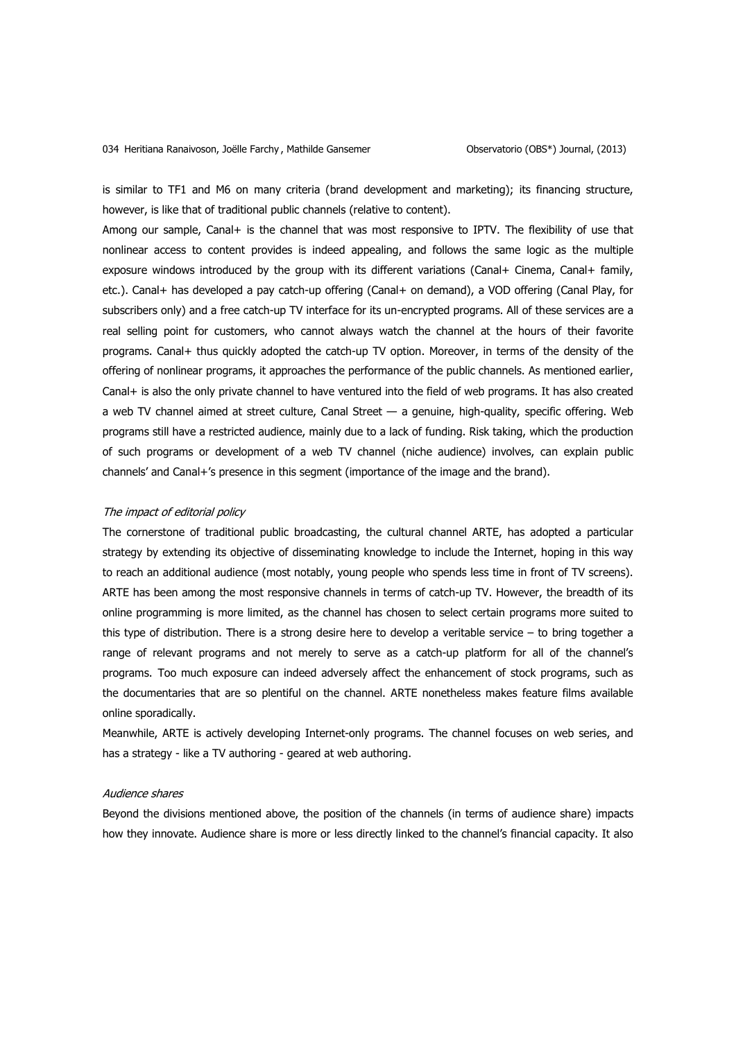is similar to TF1 and M6 on many criteria (brand development and marketing); its financing structure, however, is like that of traditional public channels (relative to content).

Among our sample, Canal+ is the channel that was most responsive to IPTV. The flexibility of use that nonlinear access to content provides is indeed appealing, and follows the same logic as the multiple exposure windows introduced by the group with its different variations (Canal+ Cinema, Canal+ family, etc.). Canal+ has developed a pay catch-up offering (Canal+ on demand), a VOD offering (Canal Play, for subscribers only) and a free catch-up TV interface for its un-encrypted programs. All of these services are a real selling point for customers, who cannot always watch the channel at the hours of their favorite programs. Canal+ thus quickly adopted the catch-up TV option. Moreover, in terms of the density of the offering of nonlinear programs, it approaches the performance of the public channels. As mentioned earlier, Canal+ is also the only private channel to have ventured into the field of web programs. It has also created a web TV channel aimed at street culture, Canal Street — a genuine, high-quality, specific offering. Web programs still have a restricted audience, mainly due to a lack of funding. Risk taking, which the production of such programs or development of a web TV channel (niche audience) involves, can explain public channels' and Canal+'s presence in this segment (importance of the image and the brand).

*The impact of editorial policy*

The cornerstone of traditional public broadcasting, the cultural channel ARTE, has adopted a particular strategy by extending its objective of disseminating knowledge to include the Internet, hoping in this way to reach an additional audience (most notably, young people who spends less time in front of TV screens). ARTE has been among the most responsive channels in terms of catch-up TV. However, the breadth of its online programming is more limited, as the channel has chosen to select certain programs more suited to this type of distribution. There is a strong desire here to develop a veritable service – to bring together a range of relevant programs and not merely to serve as a catch-up platform for all of the channel's programs. Too much exposure can indeed adversely affect the enhancement of stock programs, such as the documentaries that are so plentiful on the channel. ARTE nonetheless makes feature films available online sporadically.

Meanwhile, ARTE is actively developing Internet-only programs. The channel focuses on web series, and has a strategy - like a TV authoring - geared at web authoring.

*Audience shares*

Beyond the divisions mentioned above, the position of the channels (in terms of audience share) impacts how they innovate. Audience share is more or less directly linked to the channel's financial capacity. It also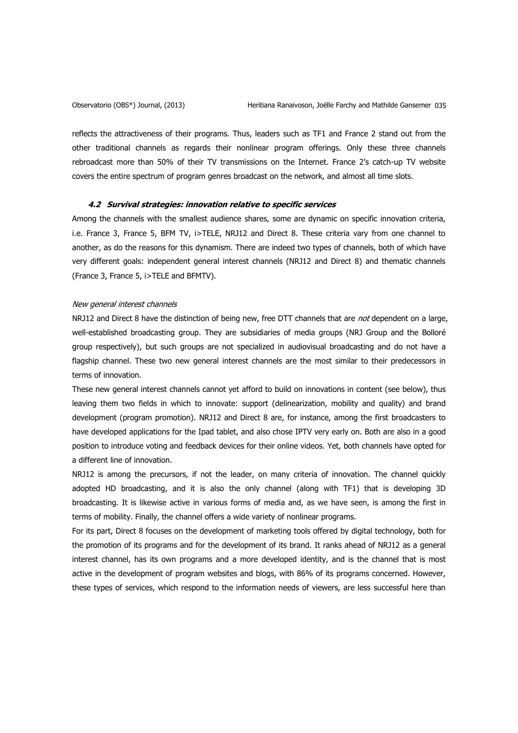reflects the attractiveness of their programs. Thus, leaders such as TF1 and France 2 stand out from the other traditional channels as regards their nonlinear program offerings. Only these three channels rebroadcast more than 50% of their TV transmissions on the Internet. France 2's catch-up TV website covers the entire spectrum of program genres broadcast on the network, and almost all time slots.

### *4.2 Survival strategies: innovation relative to specific services*

Among the channels with the smallest audience shares, some are dynamic on specific innovation criteria, i.e. France 3, France 5, BFM TV, i>TELE, NRJ12 and Direct 8. These criteria vary from one channel to another, as do the reasons for this dynamism. There are indeed two types of channels, both of which have very different goals: independent general interest channels (NRJ12 and Direct 8) and thematic channels (France 3, France 5, i>TELE and BFMTV).

*New general interest channels*

NRJ12 and Direct 8 have the distinction of being new, free DTT channels that are *not* dependent on a large, well-established broadcasting group. They are subsidiaries of media groups (NRJ Group and the Bolloré group respectively), but such groups are not specialized in audiovisual broadcasting and do not have a flagship channel. These two new general interest channels are the most similar to their predecessors in terms of innovation.

These new general interest channels cannot yet afford to build on innovations in content (see below), thus leaving them two fields in which to innovate: support (delinearization, mobility and quality) and brand development (program promotion). NRJ12 and Direct 8 are, for instance, among the first broadcasters to have developed applications for the Ipad tablet, and also chose IPTV very early on. Both are also in a good position to introduce voting and feedback devices for their online videos. Yet, both channels have opted for a different line of innovation.

NRJ12 is among the precursors, if not the leader, on many criteria of innovation. The channel quickly adopted HD broadcasting, and it is also the only channel (along with TF1) that is developing 3D broadcasting. It is likewise active in various forms of media and, as we have seen, is among the first in terms of mobility. Finally, the channel offers a wide variety of nonlinear programs.

For its part, Direct 8 focuses on the development of marketing tools offered by digital technology, both for the promotion of its programs and for the development of its brand. It ranks ahead of NRJ12 as a general interest channel, has its own programs and a more developed identity, and is the channel that is most active in the development of program websites and blogs, with 86% of its programs concerned. However, these types of services, which respond to the information needs of viewers, are less successful here than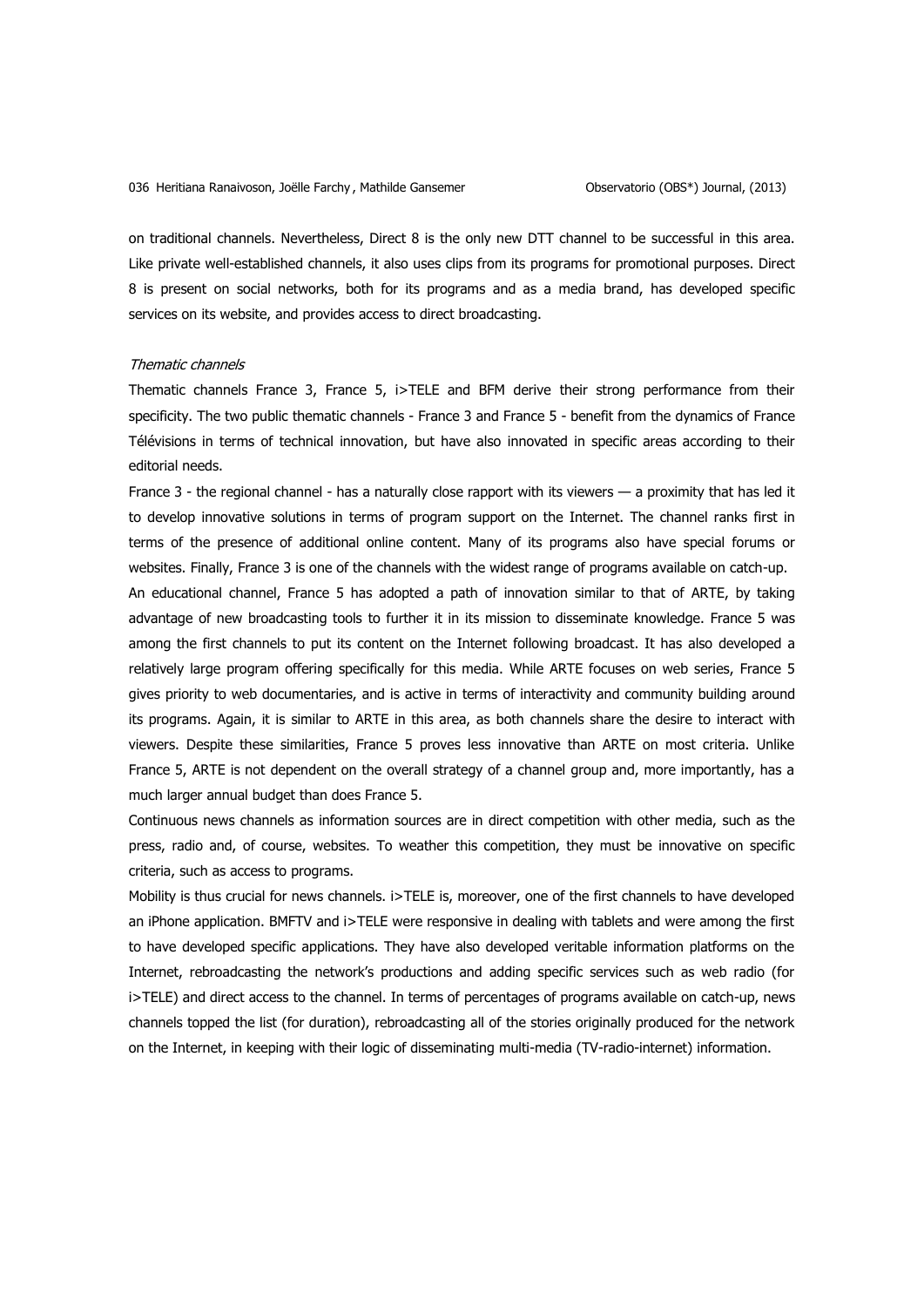on traditional channels. Nevertheless, Direct 8 is the only new DTT channel to be successful in this area. Like private well-established channels, it also uses clips from its programs for promotional purposes. Direct 8 is present on social networks, both for its programs and as a media brand, has developed specific services on its website, and provides access to direct broadcasting.

*Thematic channels*

Thematic channels France 3, France 5, i>TELE and BFM derive their strong performance from their specificity. The two public thematic channels - France 3 and France 5 - benefit from the dynamics of France Télévisions in terms of technical innovation, but have also innovated in specific areas according to their editorial needs.

France 3 - the regional channel - has a naturally close rapport with its viewers — a proximity that has led it to develop innovative solutions in terms of program support on the Internet. The channel ranks first in terms of the presence of additional online content. Many of its programs also have special forums or websites. Finally, France 3 is one of the channels with the widest range of programs available on catch-up.

An educational channel, France 5 has adopted a path of innovation similar to that of ARTE, by taking advantage of new broadcasting tools to further it in its mission to disseminate knowledge. France 5 was among the first channels to put its content on the Internet following broadcast. It has also developed a relatively large program offering specifically for this media. While ARTE focuses on web series, France 5 gives priority to web documentaries, and is active in terms of interactivity and community building around its programs. Again, it is similar to ARTE in this area, as both channels share the desire to interact with viewers. Despite these similarities, France 5 proves less innovative than ARTE on most criteria. Unlike France 5, ARTE is not dependent on the overall strategy of a channel group and, more importantly, has a much larger annual budget than does France 5.

Continuous news channels as information sources are in direct competition with other media, such as the press, radio and, of course, websites. To weather this competition, they must be innovative on specific criteria, such as access to programs.

Mobility is thus crucial for news channels. i>TELE is, moreover, one of the first channels to have developed an iPhone application. BMFTV and i>TELE were responsive in dealing with tablets and were among the first to have developed specific applications. They have also developed veritable information platforms on the Internet, rebroadcasting the network's productions and adding specific services such as web radio (for i>TELE) and direct access to the channel. In terms of percentages of programs available on catch-up, news channels topped the list (for duration), rebroadcasting all of the stories originally produced for the network on the Internet, in keeping with their logic of disseminating multi-media (TV-radio-internet) information.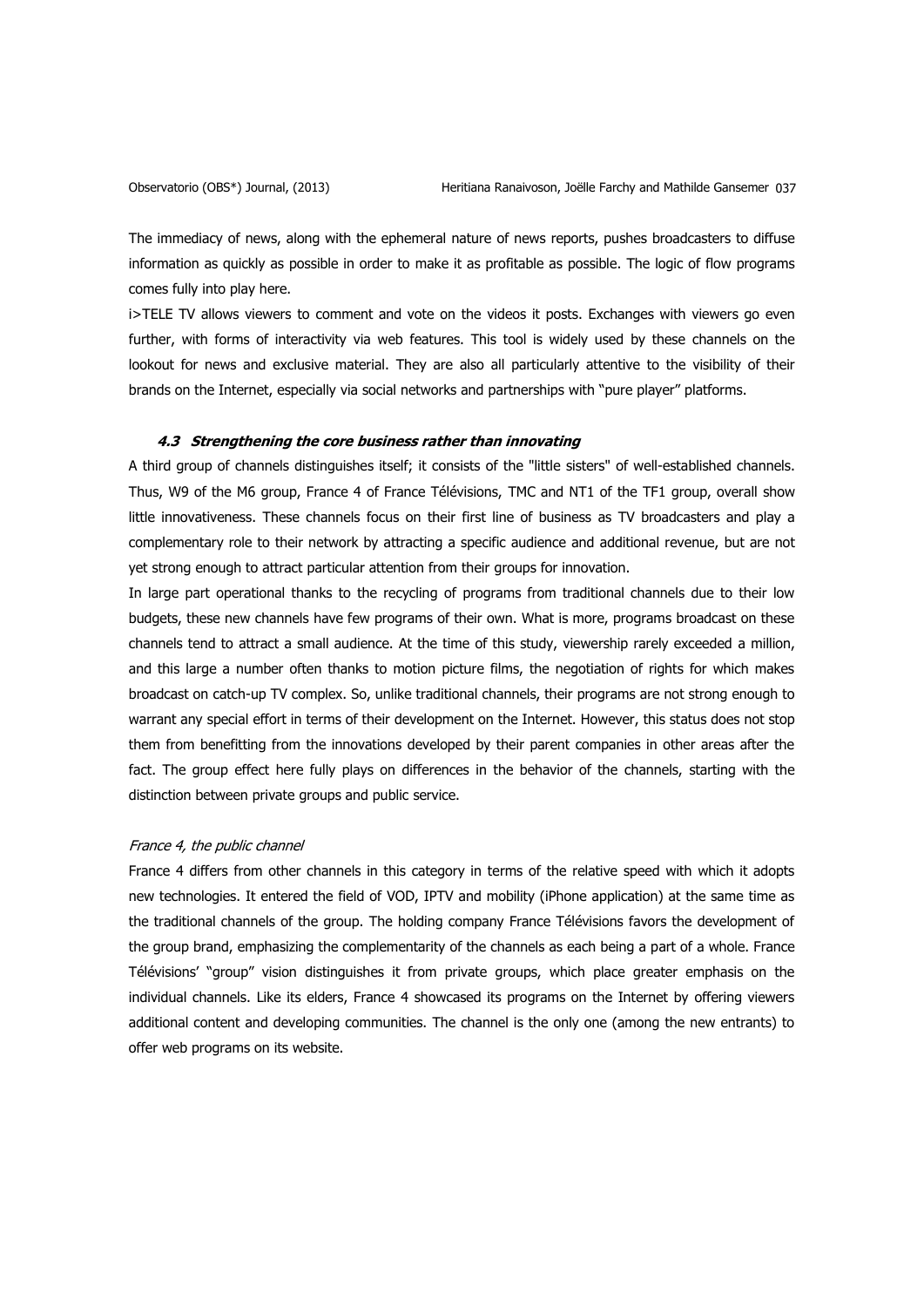The immediacy of news, along with the ephemeral nature of news reports, pushes broadcasters to diffuse information as quickly as possible in order to make it as profitable as possible. The logic of flow programs comes fully into play here.

i>TELE TV allows viewers to comment and vote on the videos it posts. Exchanges with viewers go even further, with forms of interactivity via web features. This tool is widely used by these channels on the lookout for news and exclusive material. They are also all particularly attentive to the visibility of their brands on the Internet, especially via social networks and partnerships with "pure player" platforms.

### *4.3 Strengthening the core business rather than innovating*

A third group of channels distinguishes itself; it consists of the "little sisters" of well-established channels. Thus, W9 of the M6 group, France 4 of France Télévisions, TMC and NT1 of the TF1 group, overall show little innovativeness. These channels focus on their first line of business as TV broadcasters and play a complementary role to their network by attracting a specific audience and additional revenue, but are not yet strong enough to attract particular attention from their groups for innovation.

In large part operational thanks to the recycling of programs from traditional channels due to their low budgets, these new channels have few programs of their own. What is more, programs broadcast on these channels tend to attract a small audience. At the time of this study, viewership rarely exceeded a million, and this large a number often thanks to motion picture films, the negotiation of rights for which makes broadcast on catch-up TV complex. So, unlike traditional channels, their programs are not strong enough to warrant any special effort in terms of their development on the Internet. However, this status does not stop them from benefitting from the innovations developed by their parent companies in other areas after the fact. The group effect here fully plays on differences in the behavior of the channels, starting with the distinction between private groups and public service.

*France 4, the public channel*

France 4 differs from other channels in this category in terms of the relative speed with which it adopts new technologies. It entered the field of VOD, IPTV and mobility (iPhone application) at the same time as the traditional channels of the group. The holding company France Télévisions favors the development of the group brand, emphasizing the complementarity of the channels as each being a part of a whole. France Télévisions' "group" vision distinguishes it from private groups, which place greater emphasis on the individual channels. Like its elders, France 4 showcased its programs on the Internet by offering viewers additional content and developing communities. The channel is the only one (among the new entrants) to offer web programs on its website.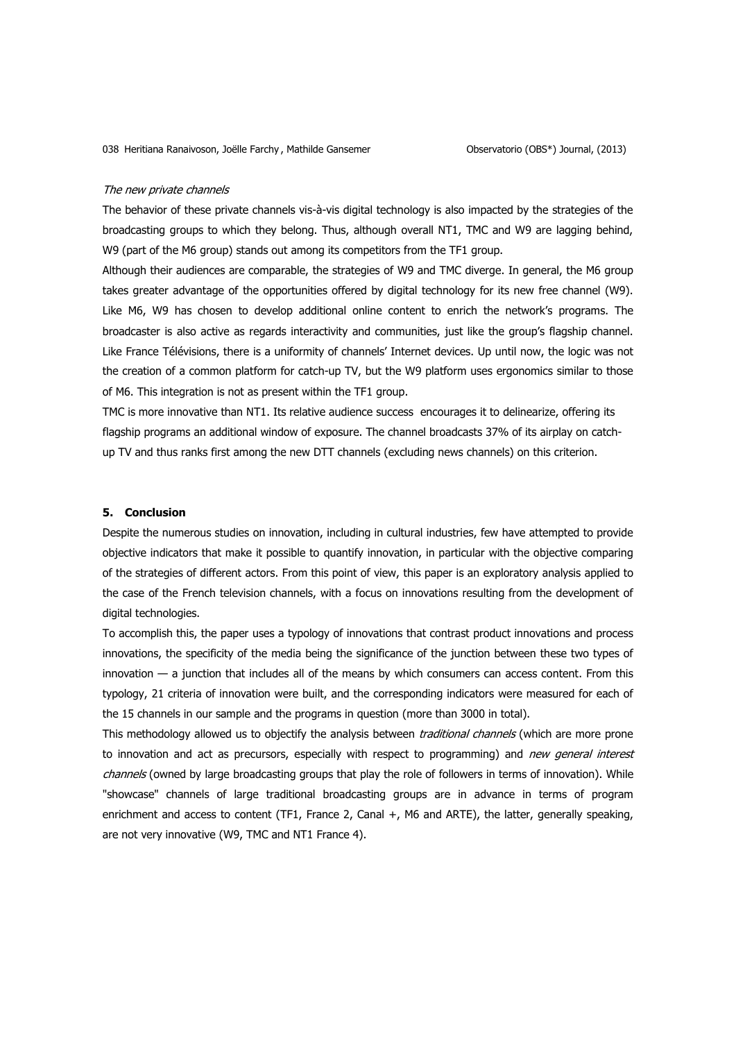*The new private channels*

The behavior of these private channels vis-à-vis digital technology is also impacted by the strategies of the broadcasting groups to which they belong. Thus, although overall NT1, TMC and W9 are lagging behind, W9 (part of the M6 group) stands out among its competitors from the TF1 group.

Although their audiences are comparable, the strategies of W9 and TMC diverge. In general, the M6 group takes greater advantage of the opportunities offered by digital technology for its new free channel (W9). Like M6, W9 has chosen to develop additional online content to enrich the network's programs. The broadcaster is also active as regards interactivity and communities, just like the group's flagship channel. Like France Télévisions, there is a uniformity of channels' Internet devices. Up until now, the logic was not the creation of a common platform for catch-up TV, but the W9 platform uses ergonomics similar to those of M6. This integration is not as present within the TF1 group.

TMC is more innovative than NT1. Its relative audience success encourages it to delinearize, offering its flagship programs an additional window of exposure. The channel broadcasts 37% of its airplay on catch-up TV and thus ranks first among the new DTT channels (excluding news channels) on this criterion.

## 5. Conclusion

Despite the numerous studies on innovation, including in cultural industries, few have attempted to provide objective indicators that make it possible to quantify innovation, in particular with the objective comparing of the strategies of different actors. From this point of view, this paper is an exploratory analysis applied to the case of the French television channels, with a focus on innovations resulting from the development of digital technologies.

To accomplish this, the paper uses a typology of innovations that contrast product innovations and process innovations, the specificity of the media being the significance of the junction between these two types of innovation — a junction that includes all of the means by which consumers can access content. From this typology, 21 criteria of innovation were built, and the corresponding indicators were measured for each of the 15 channels in our sample and the programs in question (more than 3000 in total).

This methodology allowed us to objectify the analysis between *traditional channels* (which are more prone to innovation and act as precursors, especially with respect to programming) and *new general interest channels* (owned by large broadcasting groups that play the role of followers in terms of innovation). While "showcase" channels of large traditional broadcasting groups are in advance in terms of program enrichment and access to content (TF1, France 2, Canal +, M6 and ARTE), the latter, generally speaking, are not very innovative (W9, TMC and NT1 France 4).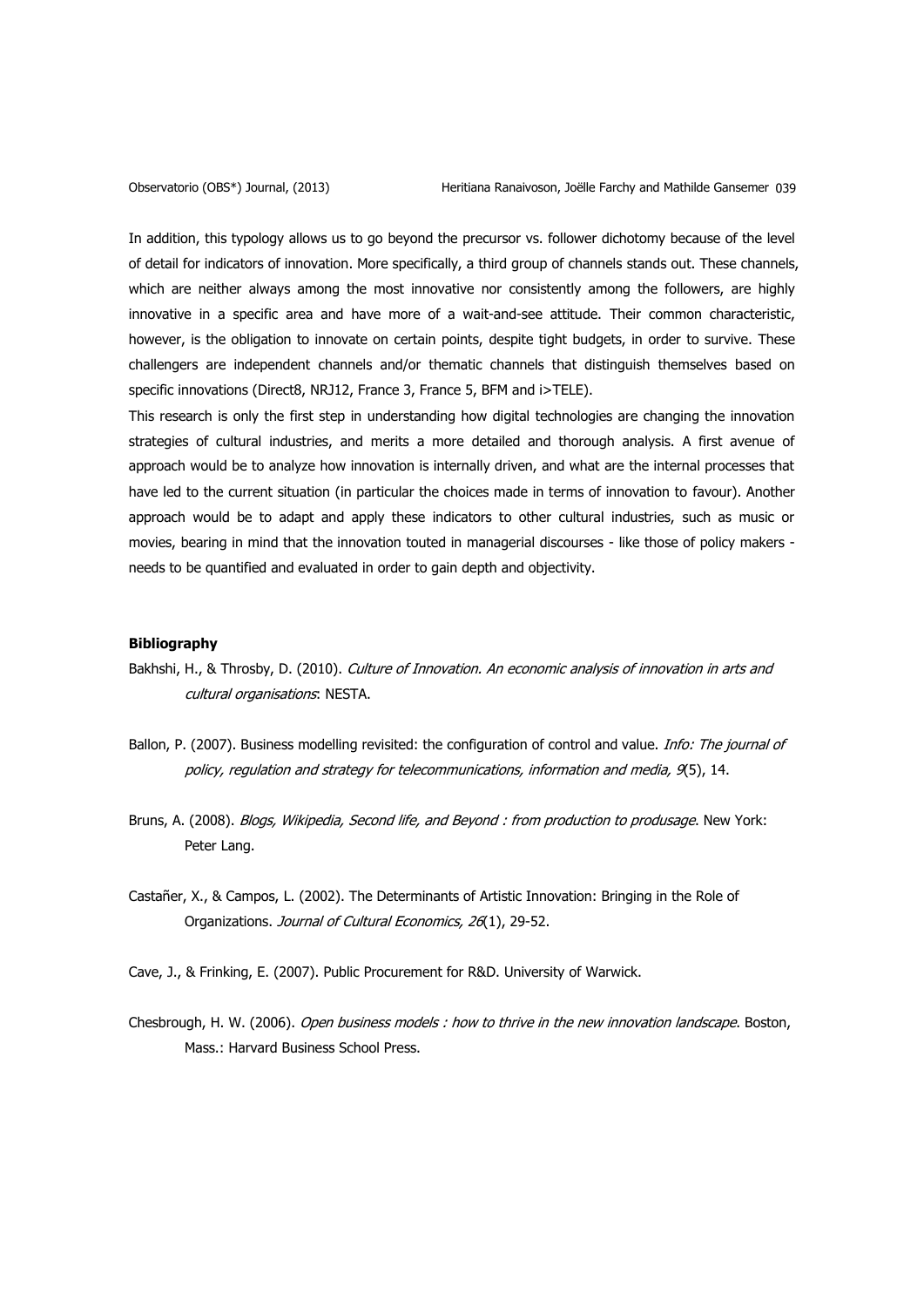In addition, this typology allows us to go beyond the precursor vs. follower dichotomy because of the level of detail for indicators of innovation. More specifically, a third group of channels stands out. These channels, which are neither always among the most innovative nor consistently among the followers, are highly innovative in a specific area and have more of a wait-and-see attitude. Their common characteristic, however, is the obligation to innovate on certain points, despite tight budgets, in order to survive. These challengers are independent channels and/or thematic channels that distinguish themselves based on specific innovations (Direct8, NRJ12, France 3, France 5, BFM and i>TELE).

This research is only the first step in understanding how digital technologies are changing the innovation strategies of cultural industries, and merits a more detailed and thorough analysis. A first avenue of approach would be to analyze how innovation is internally driven, and what are the internal processes that have led to the current situation (in particular the choices made in terms of innovation to favour). Another approach would be to adapt and apply these indicators to other cultural industries, such as music or movies, bearing in mind that the innovation touted in managerial discourses - like those of policy makers - needs to be quantified and evaluated in order to gain depth and objectivity.

**Bibliography**

Bakhshi, H., & Throsby, D. (2010). *Culture of Innovation. An economic analysis of innovation in arts and cultural organisations*: NESTA.

Ballon, P. (2007). Business modelling revisited: the configuration of control and value. *Info: The journal of policy, regulation and strategy for telecommunications, information and media, 9*(5), 14.

Bruns, A. (2008). *Blogs, Wikipedia, Second life, and Beyond : from production to produsage*. New York: Peter Lang.

Castañer, X., & Campos, L. (2002). The Determinants of Artistic Innovation: Bringing in the Role of Organizations. *Journal of Cultural Economics, 26*(1), 29-52.

Cave, J., & Frinking, E. (2007). Public Procurement for R&D. University of Warwick.

Chesbrough, H. W. (2006). *Open business models : how to thrive in the new innovation landscape*. Boston, Mass.: Harvard Business School Press.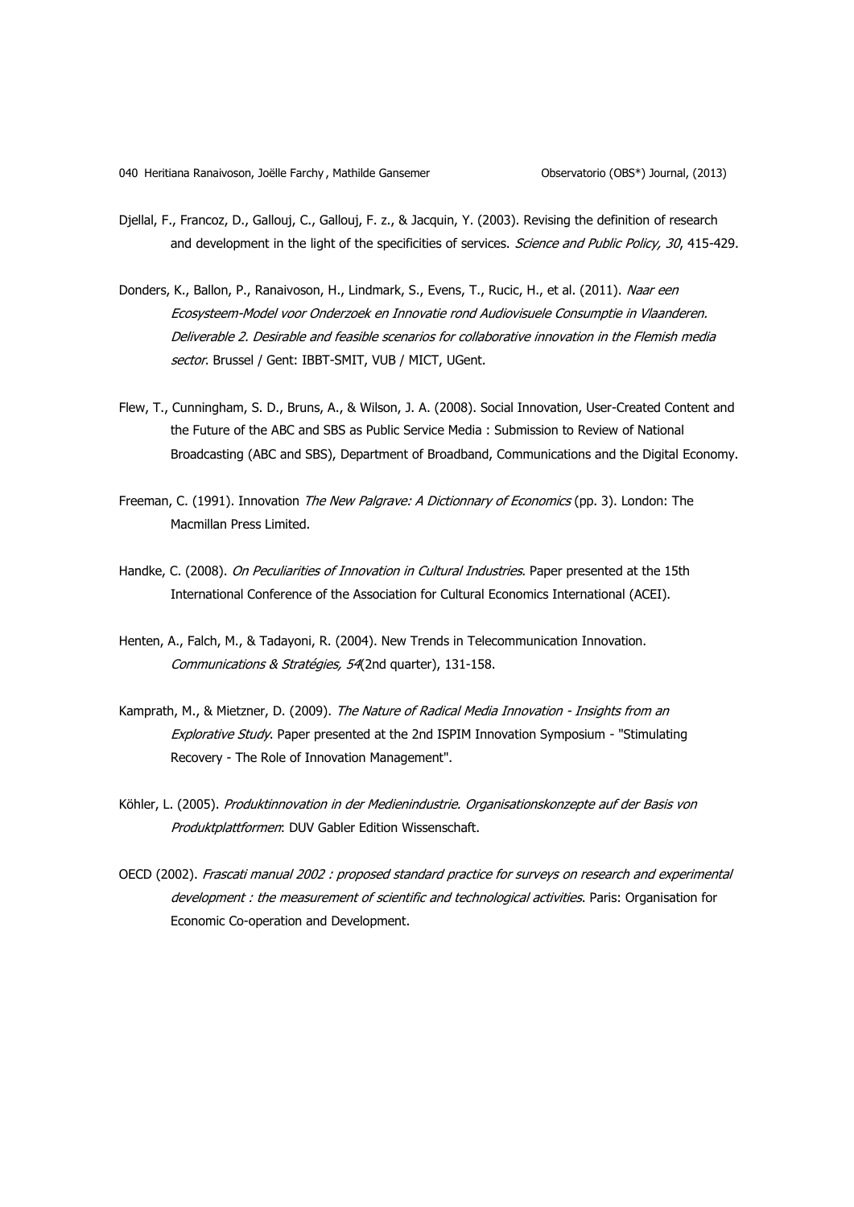Djellal, F., Francoz, D., Gallouj, C., Gallouj, F. z., & Jacquin, Y. (2003). Revising the definition of research and development in the light of the specificities of services. *Science and Public Policy, 30*, 415-429.

Donders, K., Ballon, P., Ranaivoson, H., Lindmark, S., Evens, T., Rucic, H., et al. (2011). *Naar een Ecosysteem-Model voor Onderzoek en Innovatie rond Audiovisuele Consumptie in Vlaanderen. Deliverable 2. Desirable and feasible scenarios for collaborative innovation in the Flemish media sector*. Brussel / Gent: IBBT-SMIT, VUB / MICT, UGent.

Flew, T., Cunningham, S. D., Bruns, A., & Wilson, J. A. (2008). Social Innovation, User-Created Content and the Future of the ABC and SBS as Public Service Media : Submission to Review of National Broadcasting (ABC and SBS), Department of Broadband, Communications and the Digital Economy.

Freeman, C. (1991). Innovation *The New Palgrave: A Dictionnary of Economics* (pp. 3). London: The Macmillan Press Limited.

Handke, C. (2008). *On Peculiarities of Innovation in Cultural Industries*. Paper presented at the 15th International Conference of the Association for Cultural Economics International (ACEI).

Henten, A., Falch, M., & Tadayoni, R. (2004). New Trends in Telecommunication Innovation. *Communications & Stratégies, 54*(2nd quarter), 131-158.

Kamprath, M., & Mietzner, D. (2009). *The Nature of Radical Media Innovation - Insights from an Explorative Study*. Paper presented at the 2nd ISPIM Innovation Symposium - "Stimulating Recovery - The Role of Innovation Management".

Köhler, L. (2005). *Produktinnovation in der Medienindustrie. Organisationskonzepte auf der Basis von Produktplattformen*: DUV Gabler Edition Wissenschaft.

OECD (2002). *Frascati manual 2002 : proposed standard practice for surveys on research and experimental development : the measurement of scientific and technological activities*. Paris: Organisation for Economic Co-operation and Development.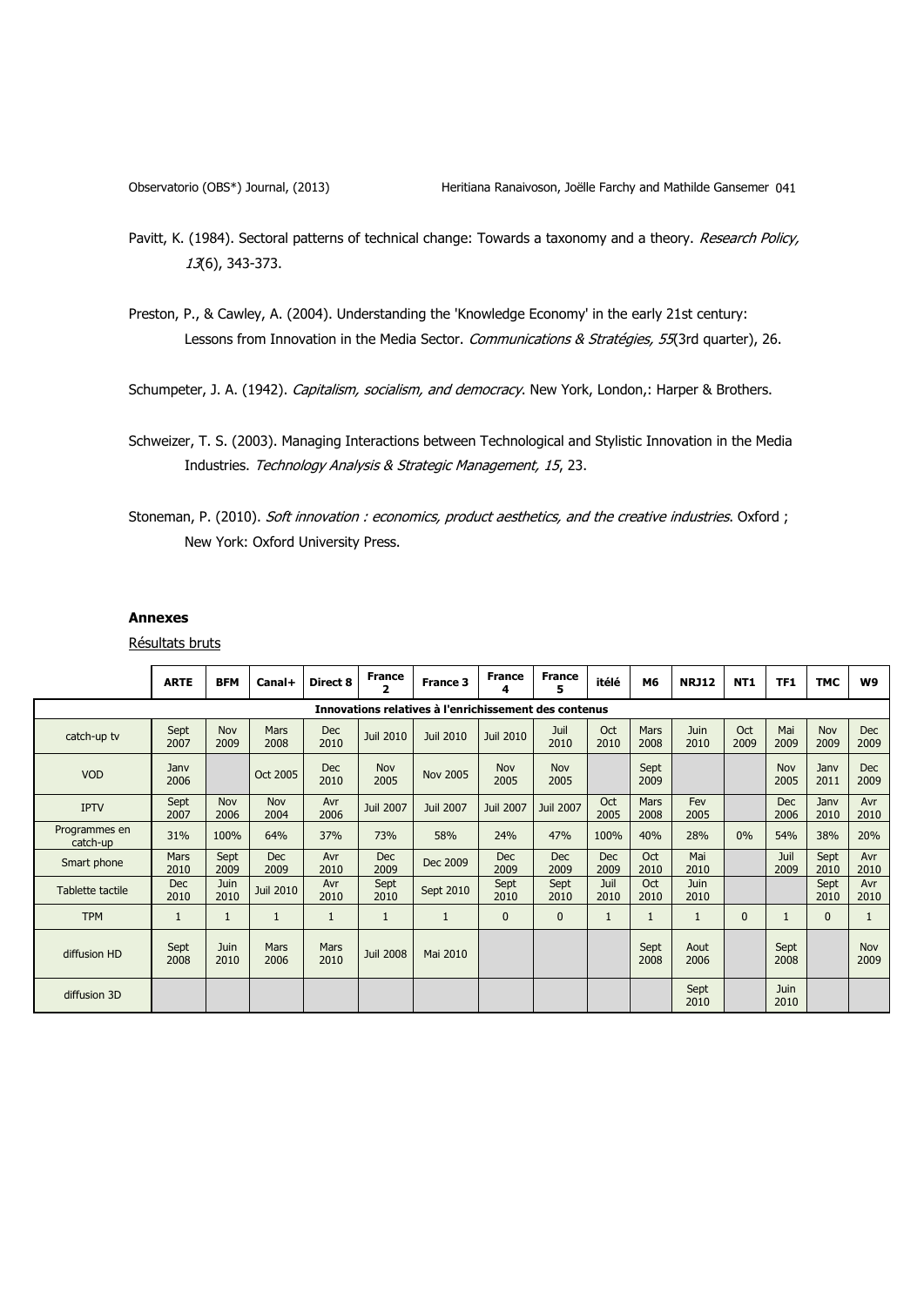Pavitt, K. (1984). Sectoral patterns of technical change: Towards a taxonomy and a theory. *Research Policy, 13*(6), 343-373.

Preston, P., & Cawley, A. (2004). Understanding the 'Knowledge Economy' in the early 21st century: Lessons from Innovation in the Media Sector. *Communications & Stratégies, 55*(3rd quarter), 26.

Schumpeter, J. A. (1942). *Capitalism, socialism, and democracy*. New York, London,: Harper & Brothers.

Schweizer, T. S. (2003). Managing Interactions between Technological and Stylistic Innovation in the Media Industries. *Technology Analysis & Strategic Management, 15*, 23.

Stoneman, P. (2010). *Soft innovation : economics, product aesthetics, and the creative industries*. Oxford ; New York: Oxford University Press.

**Annexes**

Résultats bruts

| | ARTE | BFM | Canal+ | Direct 8 | France 2 | France 3 | France 4 | France 5 | itélé | M6 | NRJ12 | NT1 | TF1 | TMC | W9 |
|---|---|---|---|---|---|---|---|---|---|---|---|---|---|---|---|
| **Innovations relatives à l'enrichissement des contenus** | | | | | | | | | | | | | | | |
| catch-up tv | Sept 2007 | Nov 2009 | Mars 2008 | Dec 2010 | Juil 2010 | Juil 2010 | Juil 2010 | Juil 2010 | Oct 2010 | Mars 2008 | Juin 2010 | Oct 2009 | Mai 2009 | Nov 2009 | Dec 2009 |
| VOD | Janv 2006 | | Oct 2005 | Dec 2010 | Nov 2005 | Nov 2005 | Nov 2005 | Nov 2005 | | Sept 2009 | | | Nov 2005 | Janv 2011 | Dec 2009 |
| IPTV | Sept 2007 | Nov 2006 | Nov 2004 | Avr 2006 | Juil 2007 | Juil 2007 | Juil 2007 | Juil 2007 | Oct 2005 | Mars 2008 | Fev 2005 | | Dec 2006 | Janv 2010 | Avr 2010 |
| Programmes en catch-up | 31% | 100% | 64% | 37% | 73% | 58% | 24% | 47% | 100% | 40% | 28% | 0% | 54% | 38% | 20% |
| Smart phone | Mars 2010 | Sept 2009 | Dec 2009 | Avr 2010 | Dec 2009 | Dec 2009 | Dec 2009 | Dec 2009 | Dec 2009 | Oct 2010 | Mai 2010 | | Juil 2009 | Sept 2010 | Avr 2010 |
| Tablette tactile | Dec 2010 | Juin 2010 | Juil 2010 | Avr 2010 | Sept 2010 | Sept 2010 | Sept 2010 | Sept 2010 | Juil 2010 | Oct 2010 | Juin 2010 | | | Sept 2010 | Avr 2010 |
| TPM | 1 | 1 | 1 | 1 | 1 | 1 | 0 | 0 | 1 | 1 | 1 | 0 | 1 | 0 | 1 |
| diffusion HD | Sept 2008 | Juin 2010 | Mars 2006 | Mars 2010 | Juil 2008 | Mai 2010 | | | | Sept 2008 | Aout 2006 | | Sept 2008 | | Nov 2009 |
| diffusion 3D | | | | | | | | | | | Sept 2010 | | Juin 2010 | | |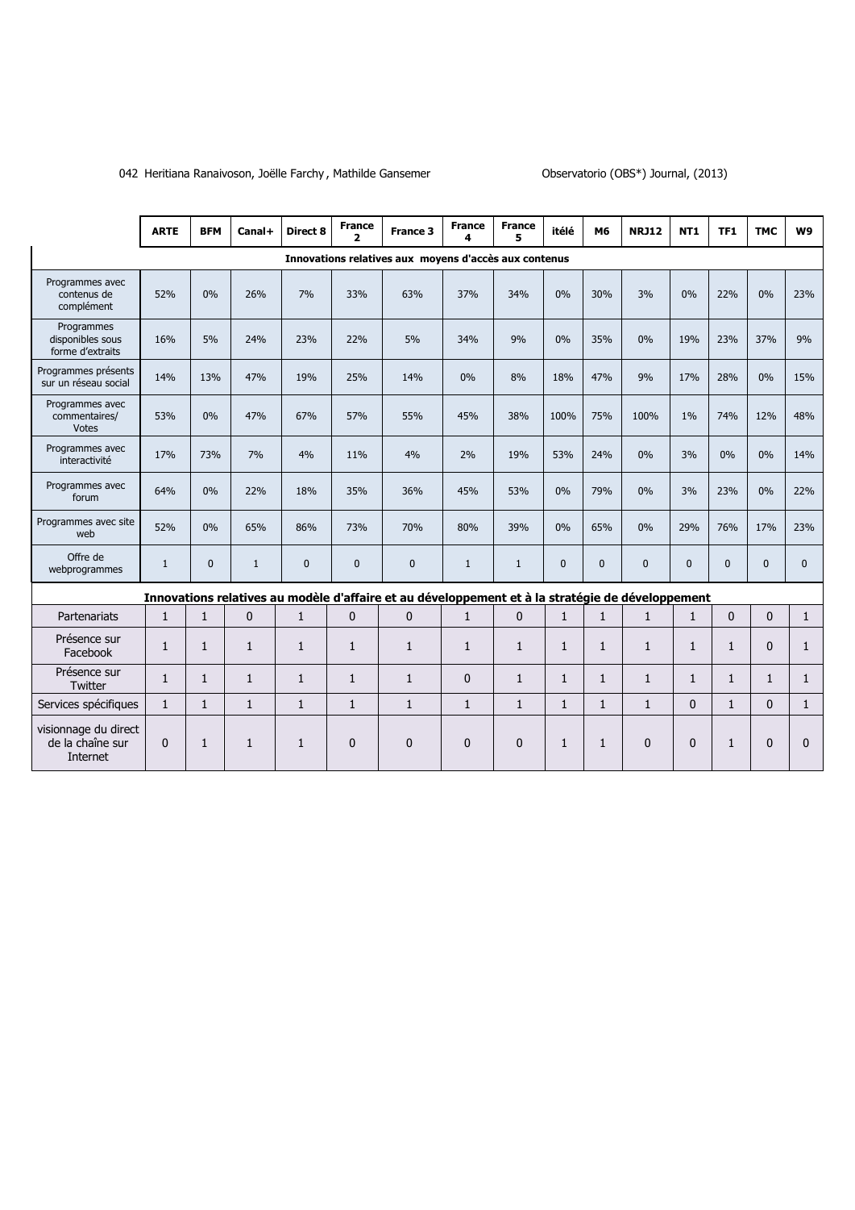| | ARTE | BFM | Canal+ | Direct 8 | France 2 | France 3 | France 4 | France 5 | itélé | M6 | NRJ12 | NT1 | TF1 | TMC | W9 |
|---|---|---|---|---|---|---|---|---|---|---|---|---|---|---|---|
| **Innovations relatives aux moyens d'accès aux contenus** | | | | | | | | | | | | | | | |
| Programmes avec contenus de complément | 52% | 0% | 26% | 7% | 33% | 63% | 37% | 34% | 0% | 30% | 3% | 0% | 22% | 0% | 23% |
| Programmes disponibles sous forme d'extraits | 16% | 5% | 24% | 23% | 22% | 5% | 34% | 9% | 0% | 35% | 0% | 19% | 23% | 37% | 9% |
| Programmes présents sur un réseau social | 14% | 13% | 47% | 19% | 25% | 14% | 0% | 8% | 18% | 47% | 9% | 17% | 28% | 0% | 15% |
| Programmes avec commentaires/ Votes | 53% | 0% | 47% | 67% | 57% | 55% | 45% | 38% | 100% | 75% | 100% | 1% | 74% | 12% | 48% |
| Programmes avec interactivité | 17% | 73% | 7% | 4% | 11% | 4% | 2% | 19% | 53% | 24% | 0% | 3% | 0% | 0% | 14% |
| Programmes avec forum | 64% | 0% | 22% | 18% | 35% | 36% | 45% | 53% | 0% | 79% | 0% | 3% | 23% | 0% | 22% |
| Programmes avec site web | 52% | 0% | 65% | 86% | 73% | 70% | 80% | 39% | 0% | 65% | 0% | 29% | 76% | 17% | 23% |
| Offre de webprogrammes | 1 | 0 | 1 | 0 | 0 | 0 | 1 | 1 | 0 | 0 | 0 | 0 | 0 | 0 | 0 |
| **Innovations relatives au modèle d'affaire et au développement et à la stratégie de développement** | | | | | | | | | | | | | | | |
| Partenariats | 1 | 1 | 0 | 1 | 0 | 0 | 1 | 0 | 1 | 1 | 1 | 1 | 0 | 0 | 1 |
| Présence sur Facebook | 1 | 1 | 1 | 1 | 1 | 1 | 1 | 1 | 1 | 1 | 1 | 1 | 1 | 0 | 1 |
| Présence sur Twitter | 1 | 1 | 1 | 1 | 1 | 1 | 0 | 1 | 1 | 1 | 1 | 1 | 1 | 1 | 1 |
| Services spécifiques | 1 | 1 | 1 | 1 | 1 | 1 | 1 | 1 | 1 | 1 | 1 | 0 | 1 | 0 | 1 |
| visionnage du direct de la chaîne sur Internet | 0 | 1 | 1 | 1 | 0 | 0 | 0 | 0 | 1 | 1 | 0 | 0 | 1 | 0 | 0 |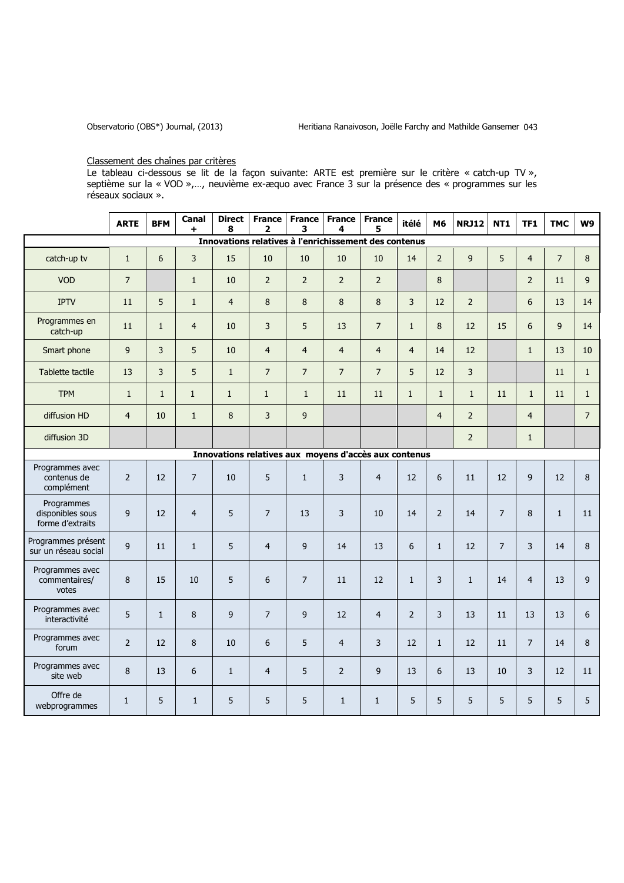Classement des chaînes par critères

Le tableau ci-dessous se lit de la façon suivante: ARTE est première sur le critère « catch-up TV », septième sur la « VOD »,…, neuvième ex-æquo avec France 3 sur la présence des « programmes sur les réseaux sociaux ».

| | ARTE | BFM | Canal + | Direct 8 | France 2 | France 3 | France 4 | France 5 | itélé | M6 | NRJ12 | NT1 | TF1 | TMC | W9 |
|---|---|---|---|---|---|---|---|---|---|---|---|---|---|---|---|
| **Innovations relatives à l'enrichissement des contenus** | | | | | | | | | | | | | | | |
| catch-up tv | 1 | 6 | 3 | 15 | 10 | 10 | 10 | 10 | 14 | 2 | 9 | 5 | 4 | 7 | 8 |
| VOD | 7 | | 1 | 10 | 2 | 2 | 2 | 2 | | 8 | | | 2 | 11 | 9 |
| IPTV | 11 | 5 | 1 | 4 | 8 | 8 | 8 | 8 | 3 | 12 | 2 | | 6 | 13 | 14 |
| Programmes en catch-up | 11 | 1 | 4 | 10 | 3 | 5 | 13 | 7 | 1 | 8 | 12 | 15 | 6 | 9 | 14 |
| Smart phone | 9 | 3 | 5 | 10 | 4 | 4 | 4 | 4 | 4 | 14 | 12 | | 1 | 13 | 10 |
| Tablette tactile | 13 | 3 | 5 | 1 | 7 | 7 | 7 | 7 | 5 | 12 | 3 | | | 11 | 1 |
| TPM | 1 | 1 | 1 | 1 | 1 | 1 | 11 | 11 | 1 | 1 | 1 | 11 | 1 | 11 | 1 |
| diffusion HD | 4 | 10 | 1 | 8 | 3 | 9 | | | | 4 | 2 | | 4 | | 7 |
| diffusion 3D | | | | | | | | | | | 2 | | 1 | | |
| **Innovations relatives aux moyens d'accès aux contenus** | | | | | | | | | | | | | | | |
| Programmes avec contenus de complément | 2 | 12 | 7 | 10 | 5 | 1 | 3 | 4 | 12 | 6 | 11 | 12 | 9 | 12 | 8 |
| Programmes disponibles sous forme d'extraits | 9 | 12 | 4 | 5 | 7 | 13 | 3 | 10 | 14 | 2 | 14 | 7 | 8 | 1 | 11 |
| Programmes présent sur un réseau social | 9 | 11 | 1 | 5 | 4 | 9 | 14 | 13 | 6 | 1 | 12 | 7 | 3 | 14 | 8 |
| Programmes avec commentaires/ votes | 8 | 15 | 10 | 5 | 6 | 7 | 11 | 12 | 1 | 3 | 1 | 14 | 4 | 13 | 9 |
| Programmes avec interactivité | 5 | 1 | 8 | 9 | 7 | 9 | 12 | 4 | 2 | 3 | 13 | 11 | 13 | 13 | 6 |
| Programmes avec forum | 2 | 12 | 8 | 10 | 6 | 5 | 4 | 3 | 12 | 1 | 12 | 11 | 7 | 14 | 8 |
| Programmes avec site web | 8 | 13 | 6 | 1 | 4 | 5 | 2 | 9 | 13 | 6 | 13 | 10 | 3 | 12 | 11 |
| Offre de webprogrammes | 1 | 5 | 1 | 5 | 5 | 5 | 1 | 1 | 5 | 5 | 5 | 5 | 5 | 5 | 5 |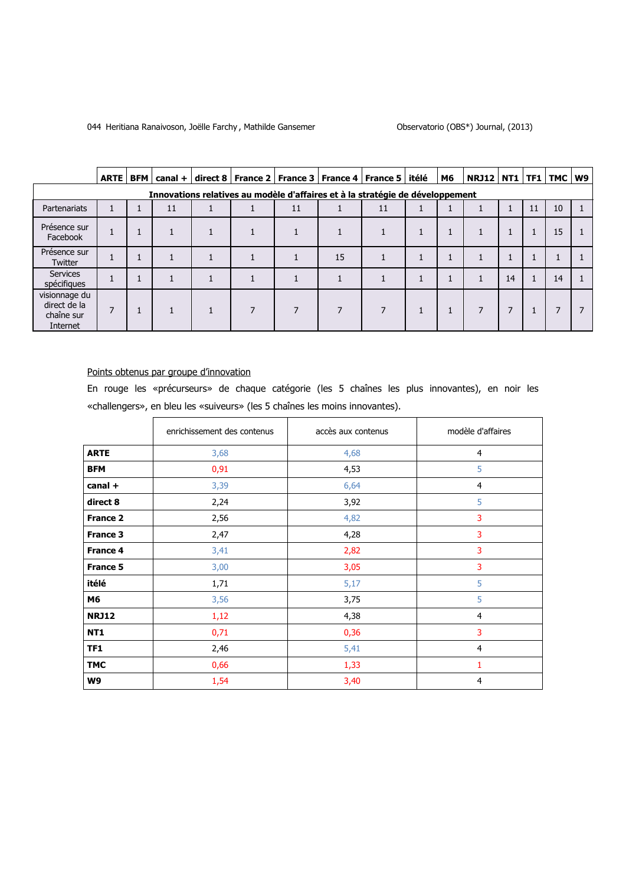| | ARTE | BFM | canal + | direct 8 | France 2 | France 3 | France 4 | France 5 | itélé | M6 | NRJ12 | NT1 | TF1 | TMC | W9 |
|---|---|---|---|---|---|---|---|---|---|---|---|---|---|---|---|
| **Innovations relatives au modèle d'affaires et à la stratégie de développement** | | | | | | | | | | | | | | | |
| Partenariats | 1 | 1 | 11 | 1 | 1 | 11 | 1 | 11 | 1 | 1 | 1 | 1 | 11 | 10 | 1 |
| Présence sur Facebook | 1 | 1 | 1 | 1 | 1 | 1 | 1 | 1 | 1 | 1 | 1 | 1 | 1 | 15 | 1 |
| Présence sur Twitter | 1 | 1 | 1 | 1 | 1 | 1 | 15 | 1 | 1 | 1 | 1 | 1 | 1 | 1 | 1 |
| Services spécifiques | 1 | 1 | 1 | 1 | 1 | 1 | 1 | 1 | 1 | 1 | 1 | 14 | 1 | 14 | 1 |
| visionnage du direct de la chaîne sur Internet | 7 | 1 | 1 | 1 | 7 | 7 | 7 | 7 | 1 | 1 | 7 | 7 | 1 | 7 | 7 |

Points obtenus par groupe d'innovation

En rouge les «précurseurs» de chaque catégorie (les 5 chaînes les plus innovantes), en noir les «challengers», en bleu les «suiveurs» (les 5 chaînes les moins innovantes).

| | enrichissement des contenus | accès aux contenus | modèle d'affaires |
|---|---|---|---|
| **ARTE** | 3,68 | 4,68 | 4 |
| **BFM** | 0,91 | 4,53 | 5 |
| **canal +** | 3,39 | 6,64 | 4 |
| **direct 8** | 2,24 | 3,92 | 5 |
| **France 2** | 2,56 | 4,82 | 3 |
| **France 3** | 2,47 | 4,28 | 3 |
| **France 4** | 3,41 | 2,82 | 3 |
| **France 5** | 3,00 | 3,05 | 3 |
| **itélé** | 1,71 | 5,17 | 5 |
| **M6** | 3,56 | 3,75 | 5 |
| **NRJ12** | 1,12 | 4,38 | 4 |
| **NT1** | 0,71 | 0,36 | 3 |
| **TF1** | 2,46 | 5,41 | 4 |
| **TMC** | 0,66 | 1,33 | 1 |
| **W9** | 1,54 | 3,40 | 4 |